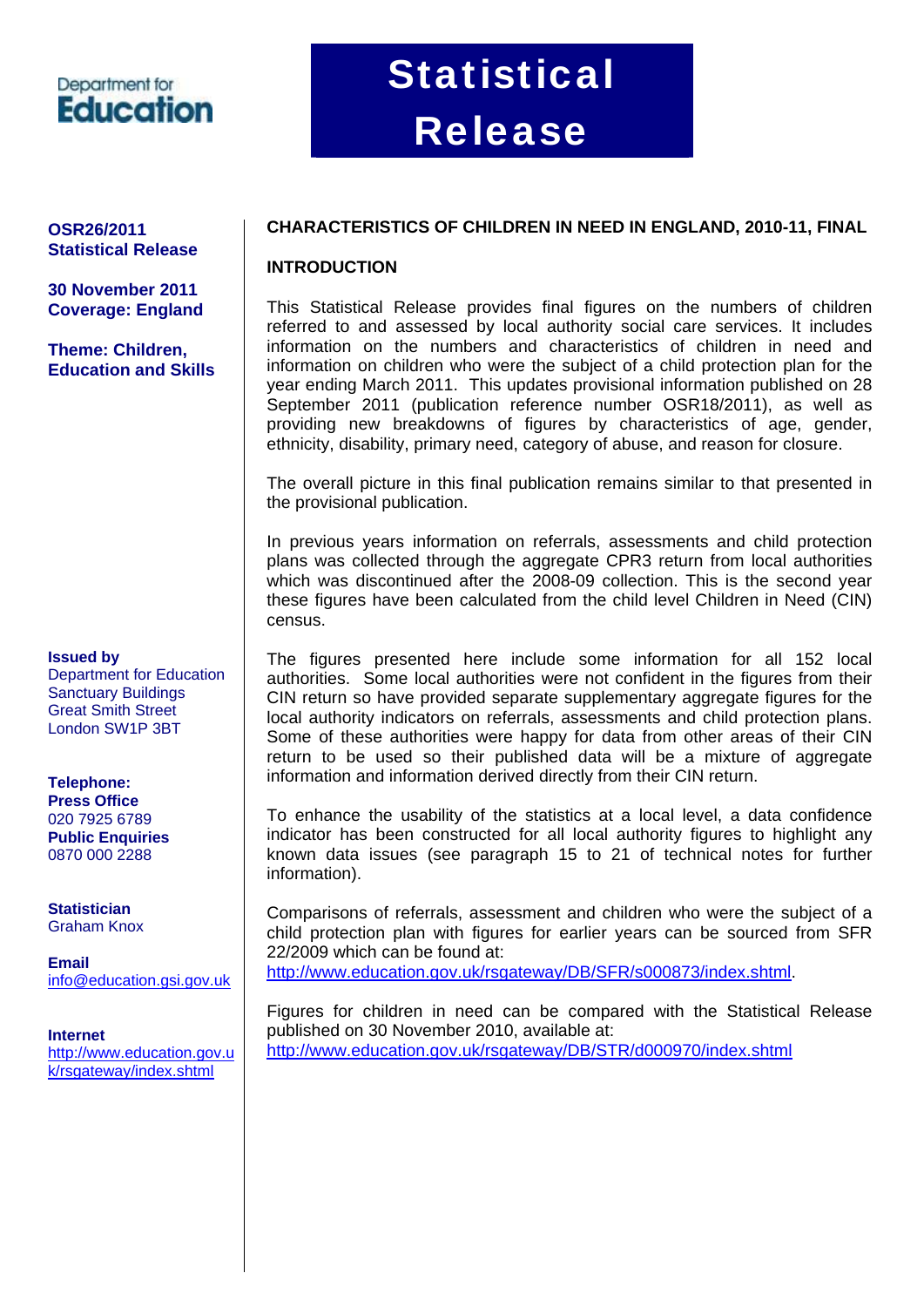Department for **Education**

# Statistical Release

**OSR26/2011**
**Statistical Release**

**30 November 2011**
**Coverage: England**

**Theme: Children, Education and Skills**

**Issued by**
Department for Education
Sanctuary Buildings
Great Smith Street
London SW1P 3BT

**Telephone:**
**Press Office**
020 7925 6789
**Public Enquiries**
0870 000 2288

**Statistician**
Graham Knox

**Email**
info@education.gsi.gov.uk

**Internet**
http://www.education.gov.uk/rsgateway/index.shtml

## CHARACTERISTICS OF CHILDREN IN NEED IN ENGLAND, 2010-11, FINAL

### INTRODUCTION

This Statistical Release provides final figures on the numbers of children referred to and assessed by local authority social care services. It includes information on the numbers and characteristics of children in need and information on children who were the subject of a child protection plan for the year ending March 2011. This updates provisional information published on 28 September 2011 (publication reference number OSR18/2011), as well as providing new breakdowns of figures by characteristics of age, gender, ethnicity, disability, primary need, category of abuse, and reason for closure.

The overall picture in this final publication remains similar to that presented in the provisional publication.

In previous years information on referrals, assessments and child protection plans was collected through the aggregate CPR3 return from local authorities which was discontinued after the 2008-09 collection. This is the second year these figures have been calculated from the child level Children in Need (CIN) census.

The figures presented here include some information for all 152 local authorities. Some local authorities were not confident in the figures from their CIN return so have provided separate supplementary aggregate figures for the local authority indicators on referrals, assessments and child protection plans. Some of these authorities were happy for data from other areas of their CIN return to be used so their published data will be a mixture of aggregate information and information derived directly from their CIN return.

To enhance the usability of the statistics at a local level, a data confidence indicator has been constructed for all local authority figures to highlight any known data issues (see paragraph 15 to 21 of technical notes for further information).

Comparisons of referrals, assessment and children who were the subject of a child protection plan with figures for earlier years can be sourced from SFR 22/2009 which can be found at:
http://www.education.gov.uk/rsgateway/DB/SFR/s000873/index.shtml.

Figures for children in need can be compared with the Statistical Release published on 30 November 2010, available at:
http://www.education.gov.uk/rsgateway/DB/STR/d000970/index.shtml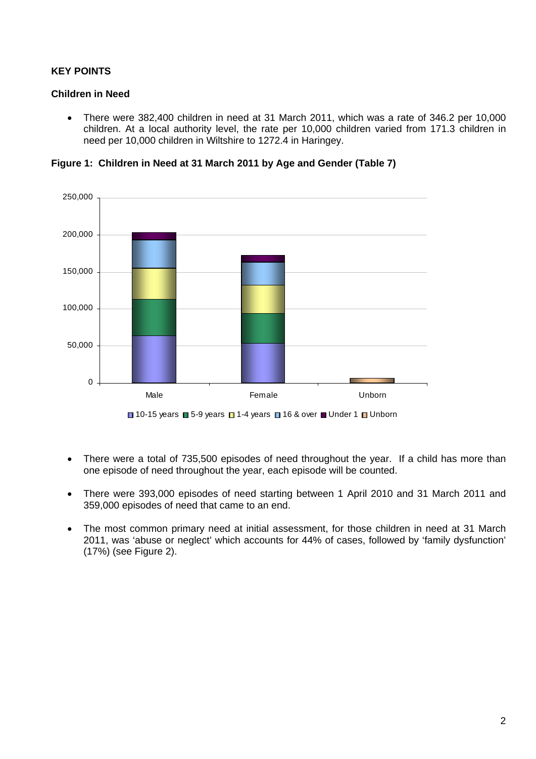**KEY POINTS**

**Children in Need**

- There were 382,400 children in need at 31 March 2011, which was a rate of 346.2 per 10,000 children. At a local authority level, the rate per 10,000 children varied from 171.3 children in need per 10,000 children in Wiltshire to 1272.4 in Haringey.

**Figure 1: Children in Need at 31 March 2011 by Age and Gender (Table 7)**

- There were a total of 735,500 episodes of need throughout the year. If a child has more than one episode of need throughout the year, each episode will be counted.

- There were 393,000 episodes of need starting between 1 April 2010 and 31 March 2011 and 359,000 episodes of need that came to an end.

- The most common primary need at initial assessment, for those children in need at 31 March 2011, was 'abuse or neglect' which accounts for 44% of cases, followed by 'family dysfunction' (17%) (see Figure 2).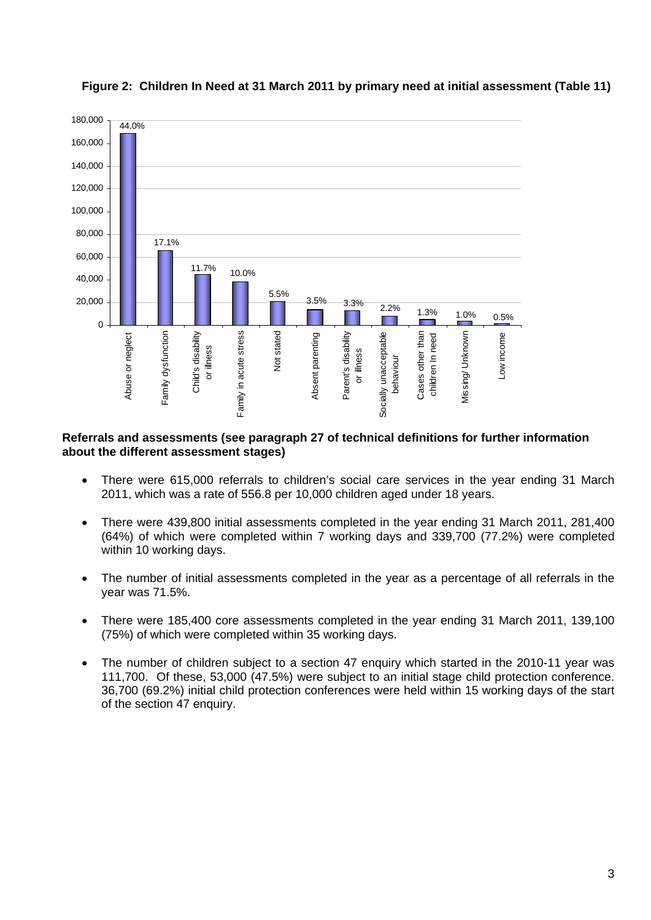**Figure 2: Children In Need at 31 March 2011 by primary need at initial assessment (Table 11)**

| Primary need | Percentage |
|---|---|
| Abuse or neglect | 44.0% |
| Family dysfunction | 17.1% |
| Child's disability or illness | 11.7% |
| Family in acute stress | 10.0% |
| Not stated | 5.5% |
| Absent parenting | 3.5% |
| Parent's disability or illness | 3.3% |
| Socially unacceptable behaviour | 2.2% |
| Cases other than children in need | 1.3% |
| Missing/ Unknown | 1.0% |
| Low income | 0.5% |

**Referrals and assessments (see paragraph 27 of technical definitions for further information about the different assessment stages)**

- There were 615,000 referrals to children's social care services in the year ending 31 March 2011, which was a rate of 556.8 per 10,000 children aged under 18 years.
- There were 439,800 initial assessments completed in the year ending 31 March 2011, 281,400 (64%) of which were completed within 7 working days and 339,700 (77.2%) were completed within 10 working days.
- The number of initial assessments completed in the year as a percentage of all referrals in the year was 71.5%.
- There were 185,400 core assessments completed in the year ending 31 March 2011, 139,100 (75%) of which were completed within 35 working days.
- The number of children subject to a section 47 enquiry which started in the 2010-11 year was 111,700. Of these, 53,000 (47.5%) were subject to an initial stage child protection conference. 36,700 (69.2%) initial child protection conferences were held within 15 working days of the start of the section 47 enquiry.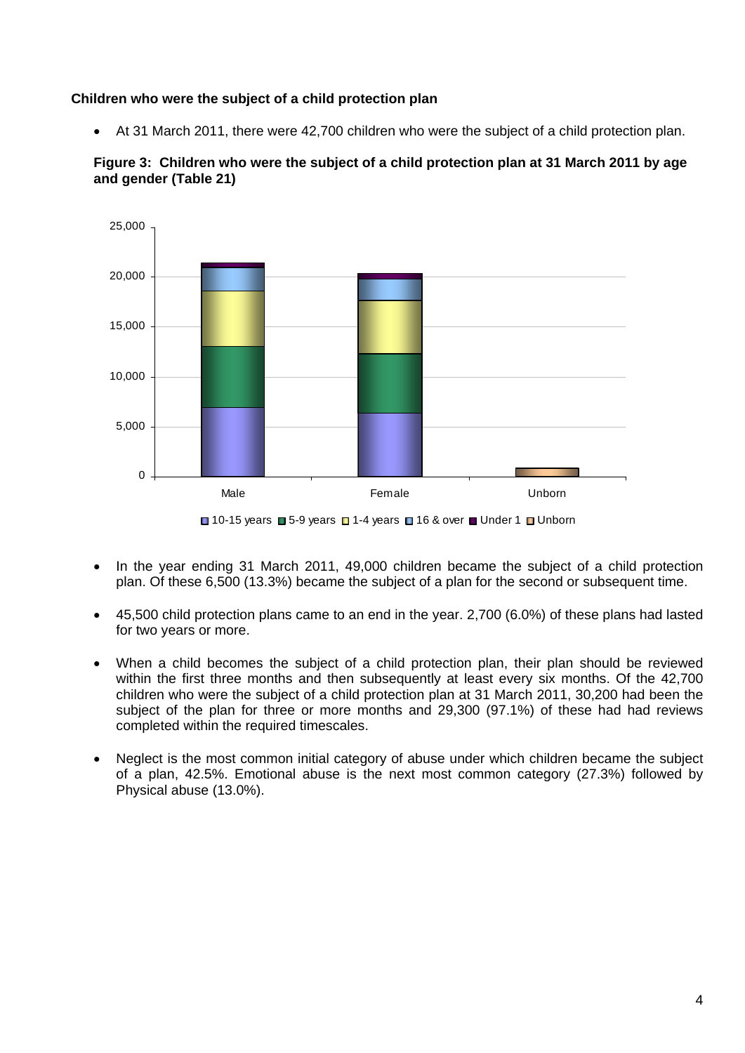**Children who were the subject of a child protection plan**

- At 31 March 2011, there were 42,700 children who were the subject of a child protection plan.

**Figure 3: Children who were the subject of a child protection plan at 31 March 2011 by age and gender (Table 21)**

- In the year ending 31 March 2011, 49,000 children became the subject of a child protection plan. Of these 6,500 (13.3%) became the subject of a plan for the second or subsequent time.

- 45,500 child protection plans came to an end in the year. 2,700 (6.0%) of these plans had lasted for two years or more.

- When a child becomes the subject of a child protection plan, their plan should be reviewed within the first three months and then subsequently at least every six months. Of the 42,700 children who were the subject of a child protection plan at 31 March 2011, 30,200 had been the subject of the plan for three or more months and 29,300 (97.1%) of these had had reviews completed within the required timescales.

- Neglect is the most common initial category of abuse under which children became the subject of a plan, 42.5%. Emotional abuse is the next most common category (27.3%) followed by Physical abuse (13.0%).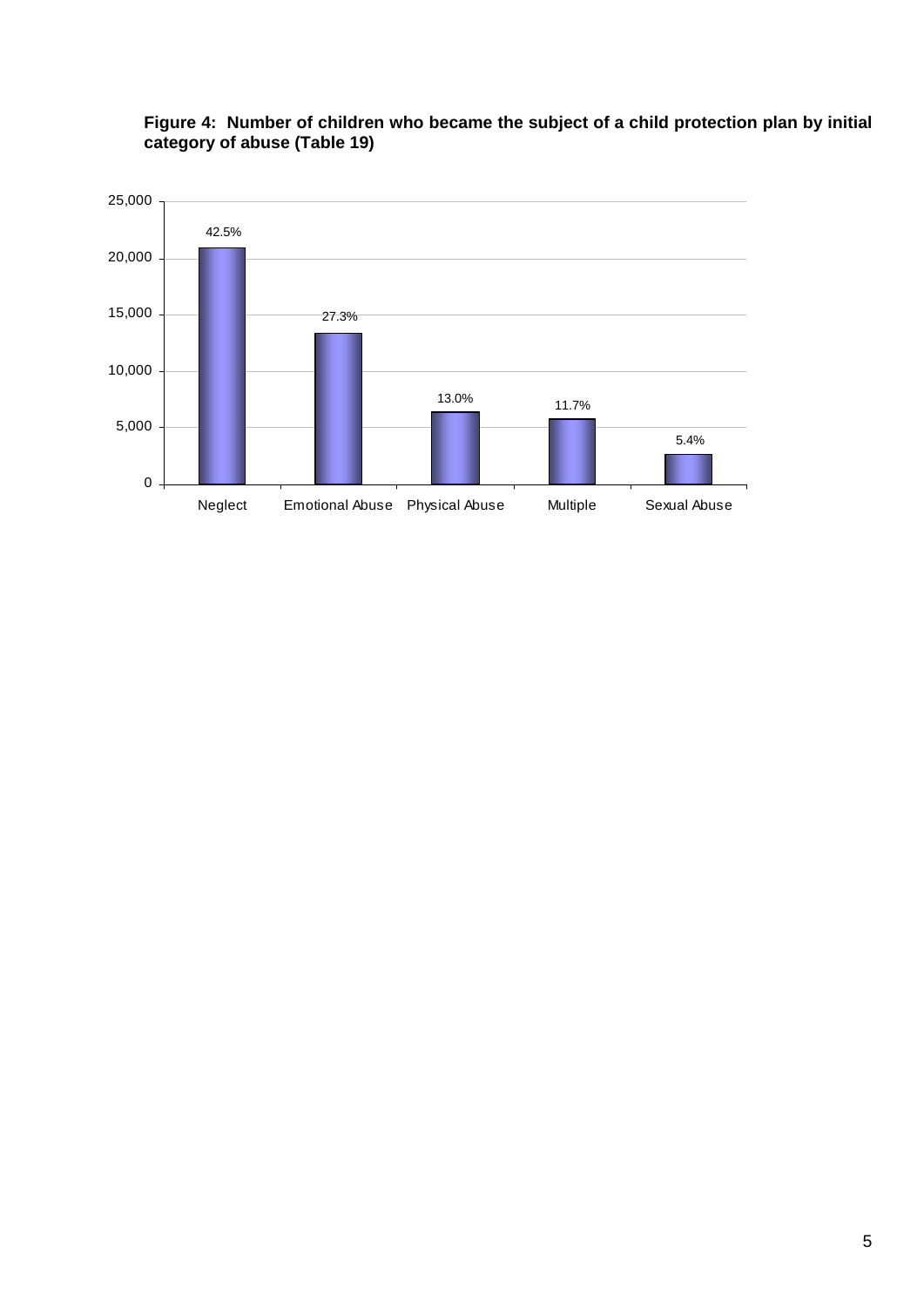**Figure 4: Number of children who became the subject of a child protection plan by initial category of abuse (Table 19)**

| Category | Percentage |
|---|---|
| Neglect | 42.5% |
| Emotional Abuse | 27.3% |
| Physical Abuse | 13.0% |
| Multiple | 11.7% |
| Sexual Abuse | 5.4% |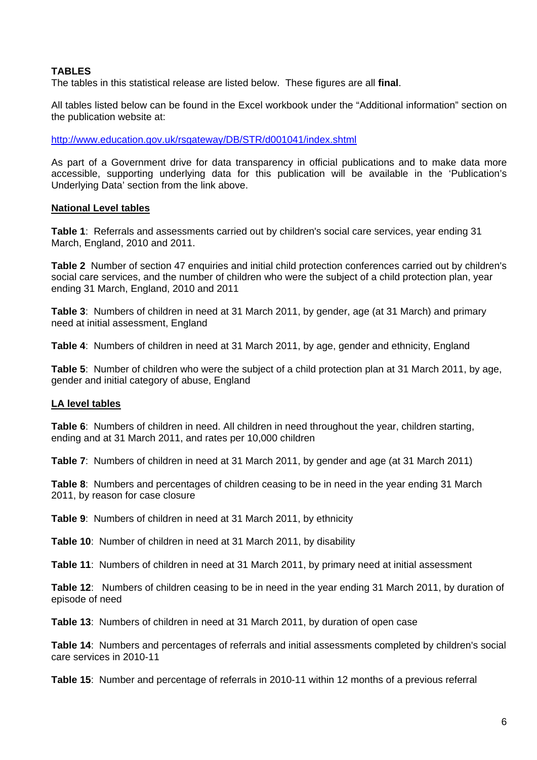## TABLES

The tables in this statistical release are listed below. These figures are all **final**.

All tables listed below can be found in the Excel workbook under the "Additional information" section on the publication website at:

http://www.education.gov.uk/rsgateway/DB/STR/d001041/index.shtml

As part of a Government drive for data transparency in official publications and to make data more accessible, supporting underlying data for this publication will be available in the 'Publication's Underlying Data' section from the link above.

### National Level tables

**Table 1**: Referrals and assessments carried out by children's social care services, year ending 31 March, England, 2010 and 2011.

**Table 2** Number of section 47 enquiries and initial child protection conferences carried out by children's social care services, and the number of children who were the subject of a child protection plan, year ending 31 March, England, 2010 and 2011

**Table 3**: Numbers of children in need at 31 March 2011, by gender, age (at 31 March) and primary need at initial assessment, England

**Table 4**: Numbers of children in need at 31 March 2011, by age, gender and ethnicity, England

**Table 5**: Number of children who were the subject of a child protection plan at 31 March 2011, by age, gender and initial category of abuse, England

### LA level tables

**Table 6**: Numbers of children in need. All children in need throughout the year, children starting, ending and at 31 March 2011, and rates per 10,000 children

**Table 7**: Numbers of children in need at 31 March 2011, by gender and age (at 31 March 2011)

**Table 8**: Numbers and percentages of children ceasing to be in need in the year ending 31 March 2011, by reason for case closure

**Table 9**: Numbers of children in need at 31 March 2011, by ethnicity

**Table 10**: Number of children in need at 31 March 2011, by disability

**Table 11**: Numbers of children in need at 31 March 2011, by primary need at initial assessment

**Table 12**: Numbers of children ceasing to be in need in the year ending 31 March 2011, by duration of episode of need

**Table 13**: Numbers of children in need at 31 March 2011, by duration of open case

**Table 14**: Numbers and percentages of referrals and initial assessments completed by children's social care services in 2010-11

**Table 15**: Number and percentage of referrals in 2010-11 within 12 months of a previous referral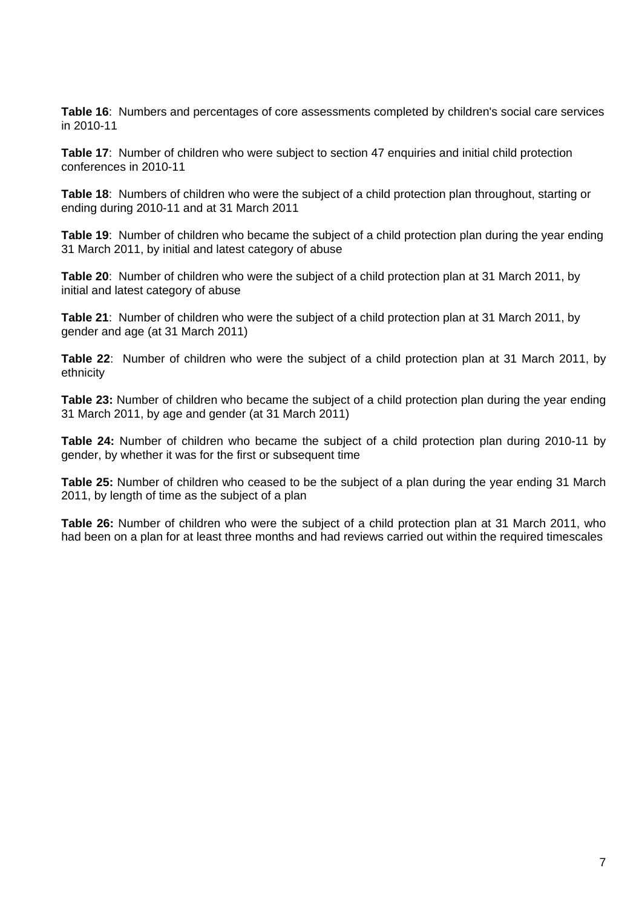**Table 16**: Numbers and percentages of core assessments completed by children's social care services in 2010-11

**Table 17**: Number of children who were subject to section 47 enquiries and initial child protection conferences in 2010-11

**Table 18**: Numbers of children who were the subject of a child protection plan throughout, starting or ending during 2010-11 and at 31 March 2011

**Table 19**: Number of children who became the subject of a child protection plan during the year ending 31 March 2011, by initial and latest category of abuse

**Table 20**: Number of children who were the subject of a child protection plan at 31 March 2011, by initial and latest category of abuse

**Table 21**: Number of children who were the subject of a child protection plan at 31 March 2011, by gender and age (at 31 March 2011)

**Table 22**: Number of children who were the subject of a child protection plan at 31 March 2011, by ethnicity

**Table 23:** Number of children who became the subject of a child protection plan during the year ending 31 March 2011, by age and gender (at 31 March 2011)

**Table 24:** Number of children who became the subject of a child protection plan during 2010-11 by gender, by whether it was for the first or subsequent time

**Table 25:** Number of children who ceased to be the subject of a plan during the year ending 31 March 2011, by length of time as the subject of a plan

**Table 26:** Number of children who were the subject of a child protection plan at 31 March 2011, who had been on a plan for at least three months and had reviews carried out within the required timescales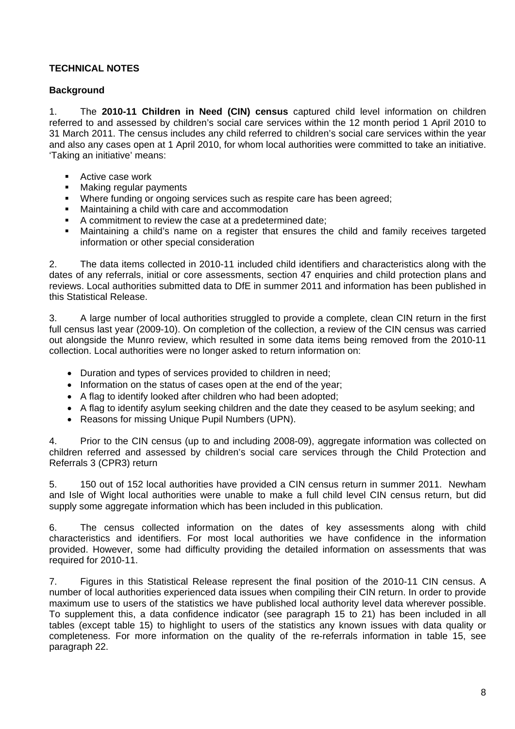**TECHNICAL NOTES**

**Background**

1. The **2010-11 Children in Need (CIN) census** captured child level information on children referred to and assessed by children's social care services within the 12 month period 1 April 2010 to 31 March 2011. The census includes any child referred to children's social care services within the year and also any cases open at 1 April 2010, for whom local authorities were committed to take an initiative. 'Taking an initiative' means:

- Active case work
- Making regular payments
- Where funding or ongoing services such as respite care has been agreed;
- Maintaining a child with care and accommodation
- A commitment to review the case at a predetermined date;
- Maintaining a child's name on a register that ensures the child and family receives targeted information or other special consideration

2. The data items collected in 2010-11 included child identifiers and characteristics along with the dates of any referrals, initial or core assessments, section 47 enquiries and child protection plans and reviews. Local authorities submitted data to DfE in summer 2011 and information has been published in this Statistical Release.

3. A large number of local authorities struggled to provide a complete, clean CIN return in the first full census last year (2009-10). On completion of the collection, a review of the CIN census was carried out alongside the Munro review, which resulted in some data items being removed from the 2010-11 collection. Local authorities were no longer asked to return information on:

- Duration and types of services provided to children in need;
- Information on the status of cases open at the end of the year;
- A flag to identify looked after children who had been adopted;
- A flag to identify asylum seeking children and the date they ceased to be asylum seeking; and
- Reasons for missing Unique Pupil Numbers (UPN).

4. Prior to the CIN census (up to and including 2008-09), aggregate information was collected on children referred and assessed by children's social care services through the Child Protection and Referrals 3 (CPR3) return

5. 150 out of 152 local authorities have provided a CIN census return in summer 2011. Newham and Isle of Wight local authorities were unable to make a full child level CIN census return, but did supply some aggregate information which has been included in this publication.

6. The census collected information on the dates of key assessments along with child characteristics and identifiers. For most local authorities we have confidence in the information provided. However, some had difficulty providing the detailed information on assessments that was required for 2010-11.

7. Figures in this Statistical Release represent the final position of the 2010-11 CIN census. A number of local authorities experienced data issues when compiling their CIN return. In order to provide maximum use to users of the statistics we have published local authority level data wherever possible. To supplement this, a data confidence indicator (see paragraph 15 to 21) has been included in all tables (except table 15) to highlight to users of the statistics any known issues with data quality or completeness. For more information on the quality of the re-referrals information in table 15, see paragraph 22.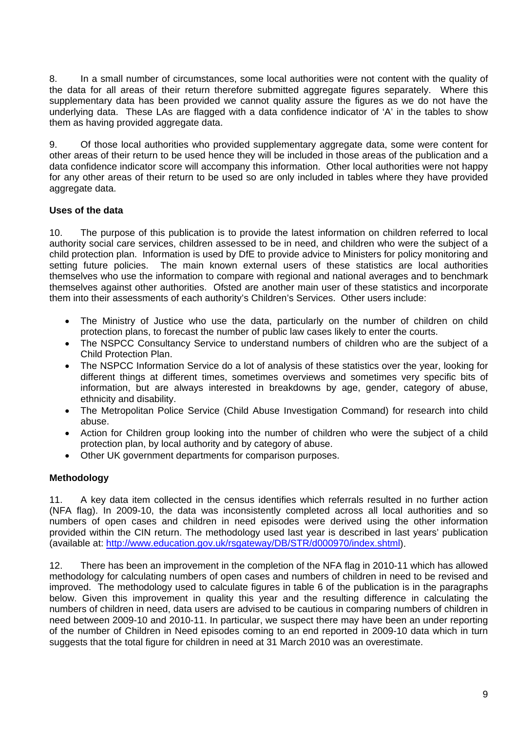8. In a small number of circumstances, some local authorities were not content with the quality of the data for all areas of their return therefore submitted aggregate figures separately. Where this supplementary data has been provided we cannot quality assure the figures as we do not have the underlying data. These LAs are flagged with a data confidence indicator of 'A' in the tables to show them as having provided aggregate data.

9. Of those local authorities who provided supplementary aggregate data, some were content for other areas of their return to be used hence they will be included in those areas of the publication and a data confidence indicator score will accompany this information. Other local authorities were not happy for any other areas of their return to be used so are only included in tables where they have provided aggregate data.

**Uses of the data**

10. The purpose of this publication is to provide the latest information on children referred to local authority social care services, children assessed to be in need, and children who were the subject of a child protection plan. Information is used by DfE to provide advice to Ministers for policy monitoring and setting future policies. The main known external users of these statistics are local authorities themselves who use the information to compare with regional and national averages and to benchmark themselves against other authorities. Ofsted are another main user of these statistics and incorporate them into their assessments of each authority's Children's Services. Other users include:

- The Ministry of Justice who use the data, particularly on the number of children on child protection plans, to forecast the number of public law cases likely to enter the courts.
- The NSPCC Consultancy Service to understand numbers of children who are the subject of a Child Protection Plan.
- The NSPCC Information Service do a lot of analysis of these statistics over the year, looking for different things at different times, sometimes overviews and sometimes very specific bits of information, but are always interested in breakdowns by age, gender, category of abuse, ethnicity and disability.
- The Metropolitan Police Service (Child Abuse Investigation Command) for research into child abuse.
- Action for Children group looking into the number of children who were the subject of a child protection plan, by local authority and by category of abuse.
- Other UK government departments for comparison purposes.

**Methodology**

11. A key data item collected in the census identifies which referrals resulted in no further action (NFA flag). In 2009-10, the data was inconsistently completed across all local authorities and so numbers of open cases and children in need episodes were derived using the other information provided within the CIN return. The methodology used last year is described in last years' publication (available at: http://www.education.gov.uk/rsgateway/DB/STR/d000970/index.shtml).

12. There has been an improvement in the completion of the NFA flag in 2010-11 which has allowed methodology for calculating numbers of open cases and numbers of children in need to be revised and improved. The methodology used to calculate figures in table 6 of the publication is in the paragraphs below. Given this improvement in quality this year and the resulting difference in calculating the numbers of children in need, data users are advised to be cautious in comparing numbers of children in need between 2009-10 and 2010-11. In particular, we suspect there may have been an under reporting of the number of Children in Need episodes coming to an end reported in 2009-10 data which in turn suggests that the total figure for children in need at 31 March 2010 was an overestimate.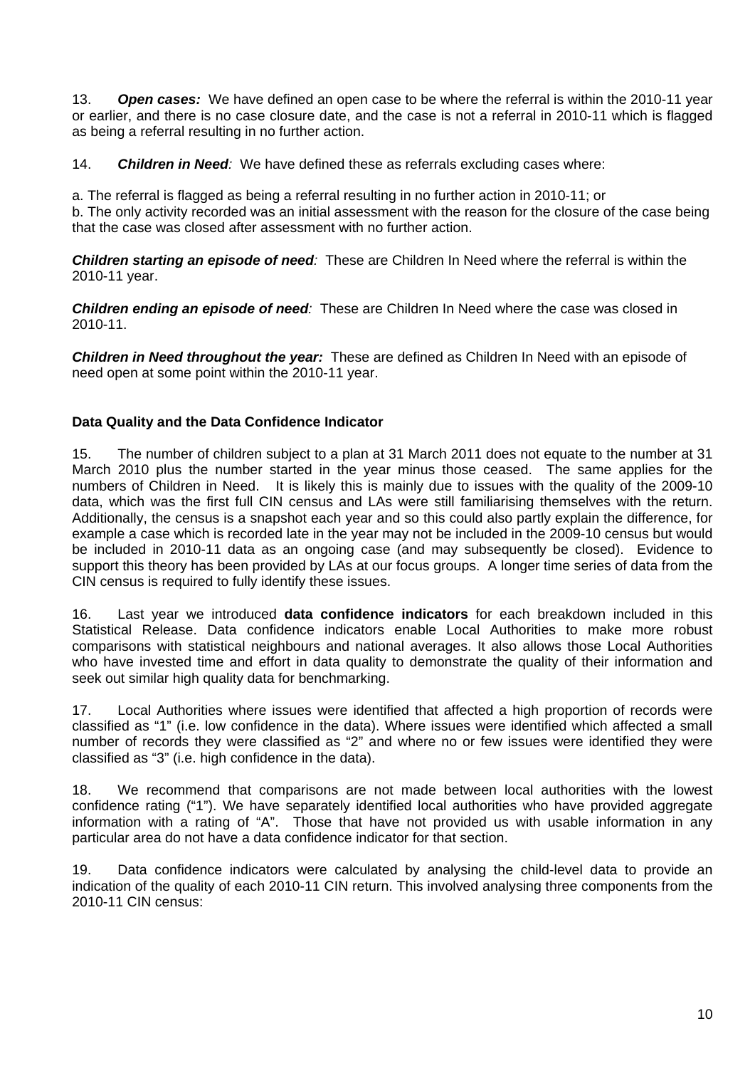13. ***Open cases:*** We have defined an open case to be where the referral is within the 2010-11 year or earlier, and there is no case closure date, and the case is not a referral in 2010-11 which is flagged as being a referral resulting in no further action.

14. ***Children in Need****:* We have defined these as referrals excluding cases where:

a. The referral is flagged as being a referral resulting in no further action in 2010-11; or
b. The only activity recorded was an initial assessment with the reason for the closure of the case being that the case was closed after assessment with no further action.

***Children starting an episode of need****:* These are Children In Need where the referral is within the 2010-11 year.

***Children ending an episode of need****:* These are Children In Need where the case was closed in 2010-11.

***Children in Need throughout the year:*** These are defined as Children In Need with an episode of need open at some point within the 2010-11 year.

**Data Quality and the Data Confidence Indicator**

15. The number of children subject to a plan at 31 March 2011 does not equate to the number at 31 March 2010 plus the number started in the year minus those ceased. The same applies for the numbers of Children in Need. It is likely this is mainly due to issues with the quality of the 2009-10 data, which was the first full CIN census and LAs were still familiarising themselves with the return. Additionally, the census is a snapshot each year and so this could also partly explain the difference, for example a case which is recorded late in the year may not be included in the 2009-10 census but would be included in 2010-11 data as an ongoing case (and may subsequently be closed). Evidence to support this theory has been provided by LAs at our focus groups. A longer time series of data from the CIN census is required to fully identify these issues.

16. Last year we introduced **data confidence indicators** for each breakdown included in this Statistical Release. Data confidence indicators enable Local Authorities to make more robust comparisons with statistical neighbours and national averages. It also allows those Local Authorities who have invested time and effort in data quality to demonstrate the quality of their information and seek out similar high quality data for benchmarking.

17. Local Authorities where issues were identified that affected a high proportion of records were classified as "1" (i.e. low confidence in the data). Where issues were identified which affected a small number of records they were classified as "2" and where no or few issues were identified they were classified as "3" (i.e. high confidence in the data).

18. We recommend that comparisons are not made between local authorities with the lowest confidence rating ("1"). We have separately identified local authorities who have provided aggregate information with a rating of "A". Those that have not provided us with usable information in any particular area do not have a data confidence indicator for that section.

19. Data confidence indicators were calculated by analysing the child-level data to provide an indication of the quality of each 2010-11 CIN return. This involved analysing three components from the 2010-11 CIN census: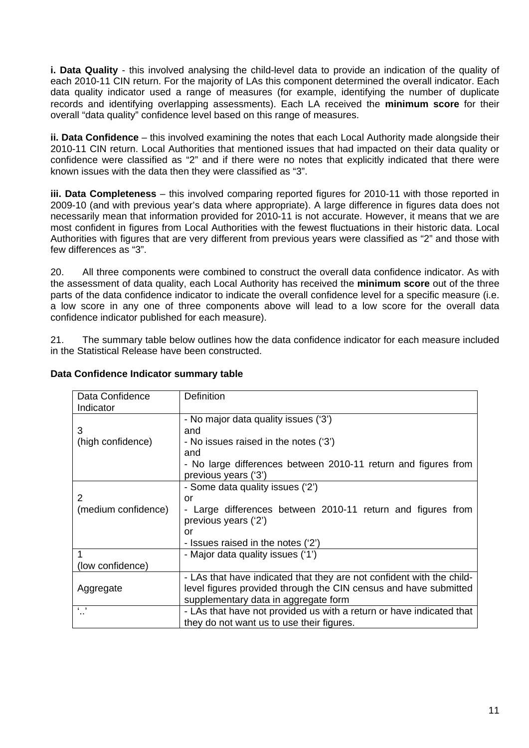**i. Data Quality** - this involved analysing the child-level data to provide an indication of the quality of each 2010-11 CIN return. For the majority of LAs this component determined the overall indicator. Each data quality indicator used a range of measures (for example, identifying the number of duplicate records and identifying overlapping assessments). Each LA received the **minimum score** for their overall "data quality" confidence level based on this range of measures.

**ii. Data Confidence** – this involved examining the notes that each Local Authority made alongside their 2010-11 CIN return. Local Authorities that mentioned issues that had impacted on their data quality or confidence were classified as "2" and if there were no notes that explicitly indicated that there were known issues with the data then they were classified as "3".

**iii. Data Completeness** – this involved comparing reported figures for 2010-11 with those reported in 2009-10 (and with previous year's data where appropriate). A large difference in figures data does not necessarily mean that information provided for 2010-11 is not accurate. However, it means that we are most confident in figures from Local Authorities with the fewest fluctuations in their historic data. Local Authorities with figures that are very different from previous years were classified as "2" and those with few differences as "3".

20. All three components were combined to construct the overall data confidence indicator. As with the assessment of data quality, each Local Authority has received the **minimum score** out of the three parts of the data confidence indicator to indicate the overall confidence level for a specific measure (i.e. a low score in any one of three components above will lead to a low score for the overall data confidence indicator published for each measure).

21. The summary table below outlines how the data confidence indicator for each measure included in the Statistical Release have been constructed.

**Data Confidence Indicator summary table**

| Data Confidence Indicator | Definition |
|---|---|
| 3 (high confidence) | - No major data quality issues ('3') and - No issues raised in the notes ('3') and - No large differences between 2010-11 return and figures from previous years ('3') |
| 2 (medium confidence) | - Some data quality issues ('2') or - Large differences between 2010-11 return and figures from previous years ('2') or - Issues raised in the notes ('2') |
| 1 (low confidence) | - Major data quality issues ('1') |
| Aggregate | - LAs that have indicated that they are not confident with the child-level figures provided through the CIN census and have submitted supplementary data in aggregate form |
| '..' | - LAs that have not provided us with a return or have indicated that they do not want us to use their figures. |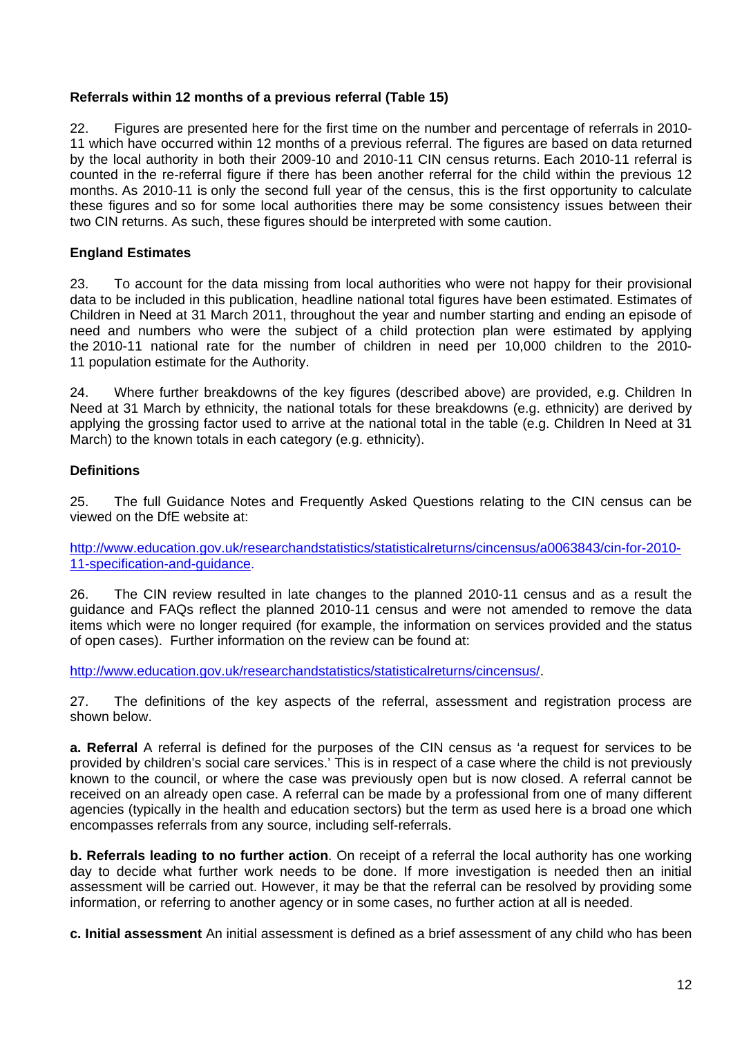### Referrals within 12 months of a previous referral (Table 15)

22. Figures are presented here for the first time on the number and percentage of referrals in 2010-11 which have occurred within 12 months of a previous referral. The figures are based on data returned by the local authority in both their 2009-10 and 2010-11 CIN census returns. Each 2010-11 referral is counted in the re-referral figure if there has been another referral for the child within the previous 12 months. As 2010-11 is only the second full year of the census, this is the first opportunity to calculate these figures and so for some local authorities there may be some consistency issues between their two CIN returns. As such, these figures should be interpreted with some caution.

### England Estimates

23. To account for the data missing from local authorities who were not happy for their provisional data to be included in this publication, headline national total figures have been estimated. Estimates of Children in Need at 31 March 2011, throughout the year and number starting and ending an episode of need and numbers who were the subject of a child protection plan were estimated by applying the 2010-11 national rate for the number of children in need per 10,000 children to the 2010-11 population estimate for the Authority.

24. Where further breakdowns of the key figures (described above) are provided, e.g. Children In Need at 31 March by ethnicity, the national totals for these breakdowns (e.g. ethnicity) are derived by applying the grossing factor used to arrive at the national total in the table (e.g. Children In Need at 31 March) to the known totals in each category (e.g. ethnicity).

### Definitions

25. The full Guidance Notes and Frequently Asked Questions relating to the CIN census can be viewed on the DfE website at:

[http://www.education.gov.uk/researchandstatistics/statisticalreturns/cincensus/a0063843/cin-for-2010-11-specification-and-guidance](http://www.education.gov.uk/researchandstatistics/statisticalreturns/cincensus/a0063843/cin-for-2010-11-specification-and-guidance).

26. The CIN review resulted in late changes to the planned 2010-11 census and as a result the guidance and FAQs reflect the planned 2010-11 census and were not amended to remove the data items which were no longer required (for example, the information on services provided and the status of open cases). Further information on the review can be found at:

[http://www.education.gov.uk/researchandstatistics/statisticalreturns/cincensus/](http://www.education.gov.uk/researchandstatistics/statisticalreturns/cincensus/).

27. The definitions of the key aspects of the referral, assessment and registration process are shown below.

**a. Referral** A referral is defined for the purposes of the CIN census as 'a request for services to be provided by children's social care services.' This is in respect of a case where the child is not previously known to the council, or where the case was previously open but is now closed. A referral cannot be received on an already open case. A referral can be made by a professional from one of many different agencies (typically in the health and education sectors) but the term as used here is a broad one which encompasses referrals from any source, including self-referrals.

**b. Referrals leading to no further action**. On receipt of a referral the local authority has one working day to decide what further work needs to be done. If more investigation is needed then an initial assessment will be carried out. However, it may be that the referral can be resolved by providing some information, or referring to another agency or in some cases, no further action at all is needed.

**c. Initial assessment** An initial assessment is defined as a brief assessment of any child who has been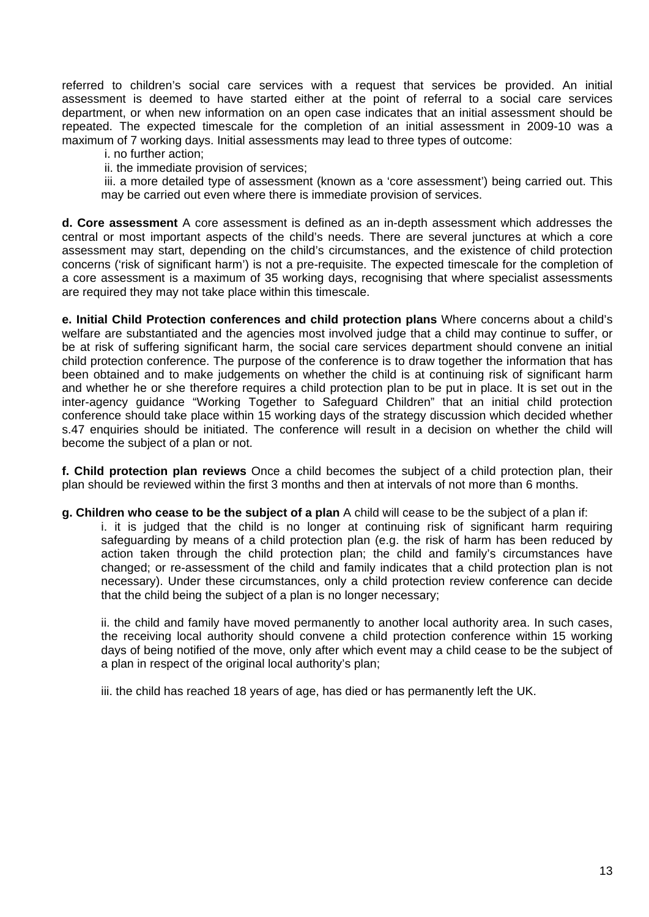referred to children's social care services with a request that services be provided. An initial assessment is deemed to have started either at the point of referral to a social care services department, or when new information on an open case indicates that an initial assessment should be repeated. The expected timescale for the completion of an initial assessment in 2009-10 was a maximum of 7 working days. Initial assessments may lead to three types of outcome:

i. no further action;

ii. the immediate provision of services;

iii. a more detailed type of assessment (known as a 'core assessment') being carried out. This may be carried out even where there is immediate provision of services.

**d. Core assessment** A core assessment is defined as an in-depth assessment which addresses the central or most important aspects of the child's needs. There are several junctures at which a core assessment may start, depending on the child's circumstances, and the existence of child protection concerns ('risk of significant harm') is not a pre-requisite. The expected timescale for the completion of a core assessment is a maximum of 35 working days, recognising that where specialist assessments are required they may not take place within this timescale.

**e. Initial Child Protection conferences and child protection plans** Where concerns about a child's welfare are substantiated and the agencies most involved judge that a child may continue to suffer, or be at risk of suffering significant harm, the social care services department should convene an initial child protection conference. The purpose of the conference is to draw together the information that has been obtained and to make judgements on whether the child is at continuing risk of significant harm and whether he or she therefore requires a child protection plan to be put in place. It is set out in the inter-agency guidance "Working Together to Safeguard Children" that an initial child protection conference should take place within 15 working days of the strategy discussion which decided whether s.47 enquiries should be initiated. The conference will result in a decision on whether the child will become the subject of a plan or not.

**f. Child protection plan reviews** Once a child becomes the subject of a child protection plan, their plan should be reviewed within the first 3 months and then at intervals of not more than 6 months.

**g. Children who cease to be the subject of a plan** A child will cease to be the subject of a plan if:

i. it is judged that the child is no longer at continuing risk of significant harm requiring safeguarding by means of a child protection plan (e.g. the risk of harm has been reduced by action taken through the child protection plan; the child and family's circumstances have changed; or re-assessment of the child and family indicates that a child protection plan is not necessary). Under these circumstances, only a child protection review conference can decide that the child being the subject of a plan is no longer necessary;

ii. the child and family have moved permanently to another local authority area. In such cases, the receiving local authority should convene a child protection conference within 15 working days of being notified of the move, only after which event may a child cease to be the subject of a plan in respect of the original local authority's plan;

iii. the child has reached 18 years of age, has died or has permanently left the UK.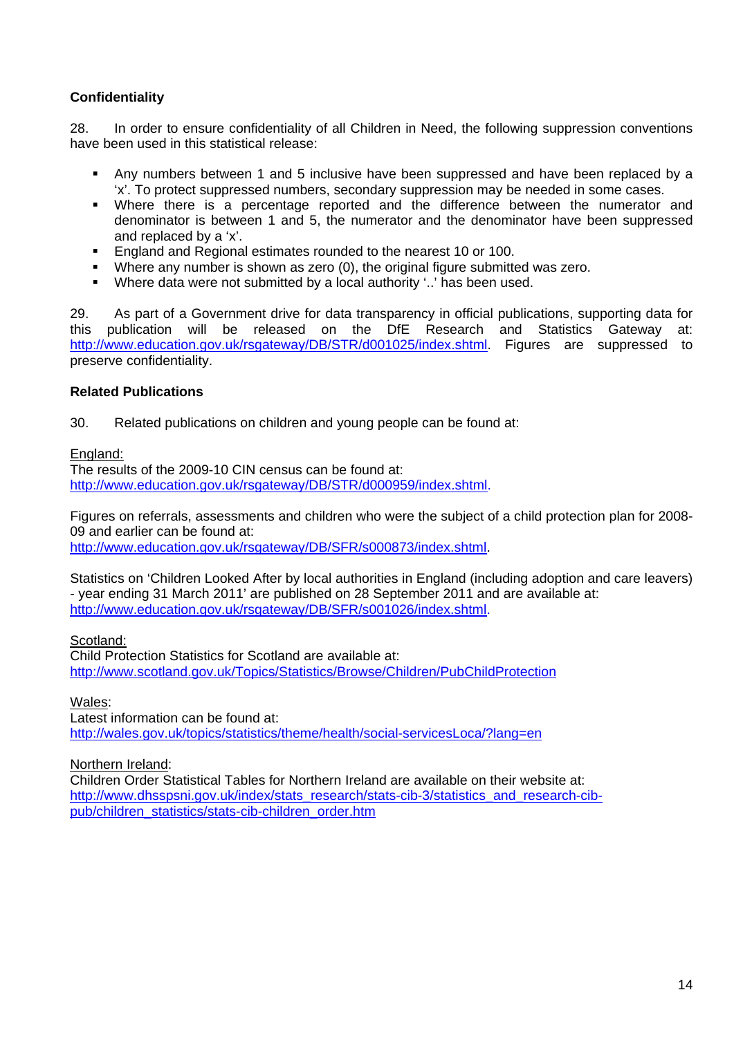## Confidentiality

28. In order to ensure confidentiality of all Children in Need, the following suppression conventions have been used in this statistical release:

- Any numbers between 1 and 5 inclusive have been suppressed and have been replaced by a 'x'. To protect suppressed numbers, secondary suppression may be needed in some cases.
- Where there is a percentage reported and the difference between the numerator and denominator is between 1 and 5, the numerator and the denominator have been suppressed and replaced by a 'x'.
- England and Regional estimates rounded to the nearest 10 or 100.
- Where any number is shown as zero (0), the original figure submitted was zero.
- Where data were not submitted by a local authority '..' has been used.

29. As part of a Government drive for data transparency in official publications, supporting data for this publication will be released on the DfE Research and Statistics Gateway at: http://www.education.gov.uk/rsgateway/DB/STR/d001025/index.shtml. Figures are suppressed to preserve confidentiality.

## Related Publications

30. Related publications on children and young people can be found at:

England:
The results of the 2009-10 CIN census can be found at:
http://www.education.gov.uk/rsgateway/DB/STR/d000959/index.shtml.

Figures on referrals, assessments and children who were the subject of a child protection plan for 2008-09 and earlier can be found at:
http://www.education.gov.uk/rsgateway/DB/SFR/s000873/index.shtml.

Statistics on 'Children Looked After by local authorities in England (including adoption and care leavers) - year ending 31 March 2011' are published on 28 September 2011 and are available at:
http://www.education.gov.uk/rsgateway/DB/SFR/s001026/index.shtml.

Scotland:
Child Protection Statistics for Scotland are available at:
http://www.scotland.gov.uk/Topics/Statistics/Browse/Children/PubChildProtection

Wales:
Latest information can be found at:
http://wales.gov.uk/topics/statistics/theme/health/social-servicesLoca/?lang=en

Northern Ireland:
Children Order Statistical Tables for Northern Ireland are available on their website at:
http://www.dhsspsni.gov.uk/index/stats_research/stats-cib-3/statistics_and_research-cib-pub/children_statistics/stats-cib-children_order.htm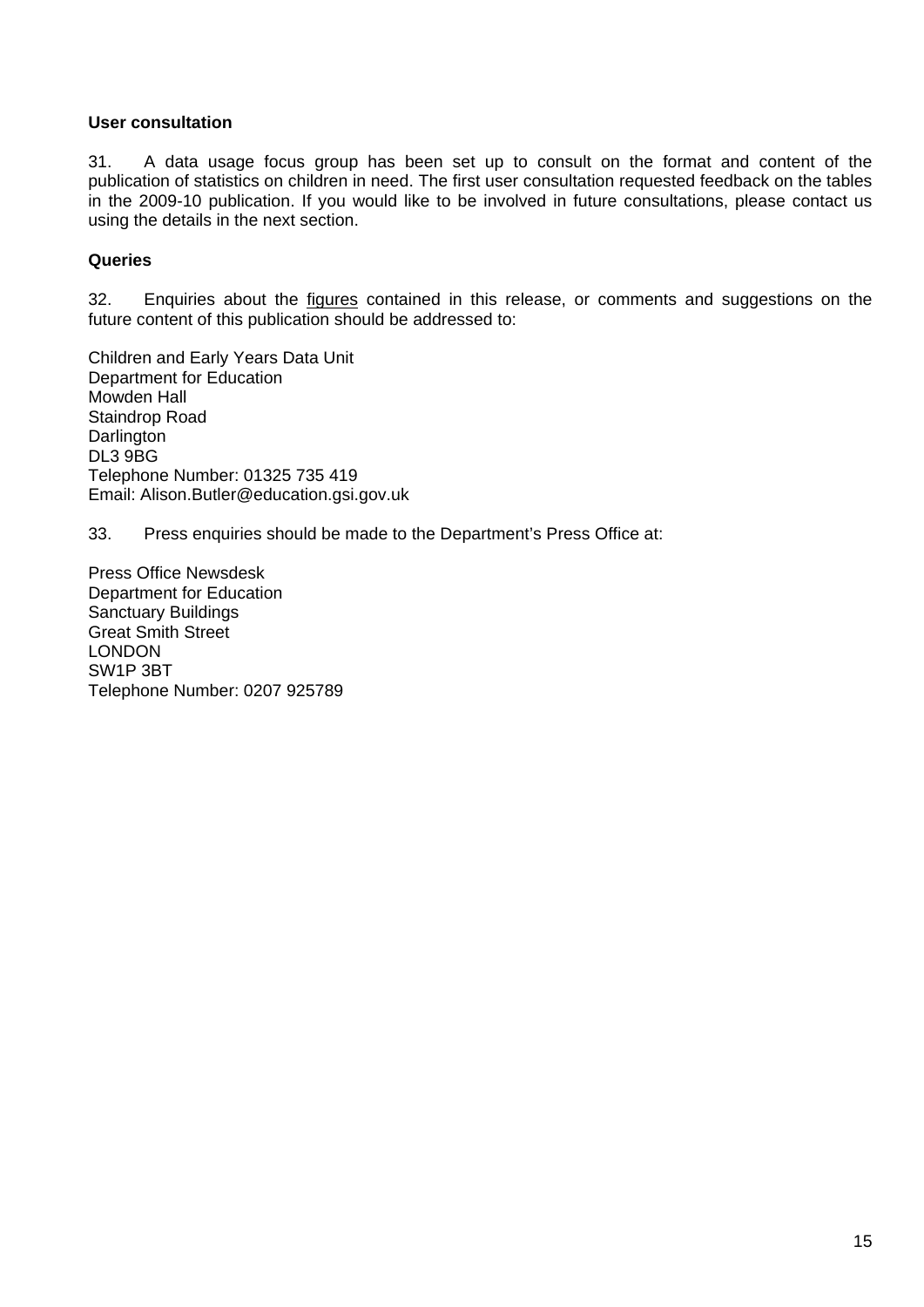**User consultation**

31. A data usage focus group has been set up to consult on the format and content of the publication of statistics on children in need. The first user consultation requested feedback on the tables in the 2009-10 publication. If you would like to be involved in future consultations, please contact us using the details in the next section.

**Queries**

32. Enquiries about the figures contained in this release, or comments and suggestions on the future content of this publication should be addressed to:

Children and Early Years Data Unit
Department for Education
Mowden Hall
Staindrop Road
Darlington
DL3 9BG
Telephone Number: 01325 735 419
Email: Alison.Butler@education.gsi.gov.uk

33. Press enquiries should be made to the Department's Press Office at:

Press Office Newsdesk
Department for Education
Sanctuary Buildings
Great Smith Street
LONDON
SW1P 3BT
Telephone Number: 0207 925789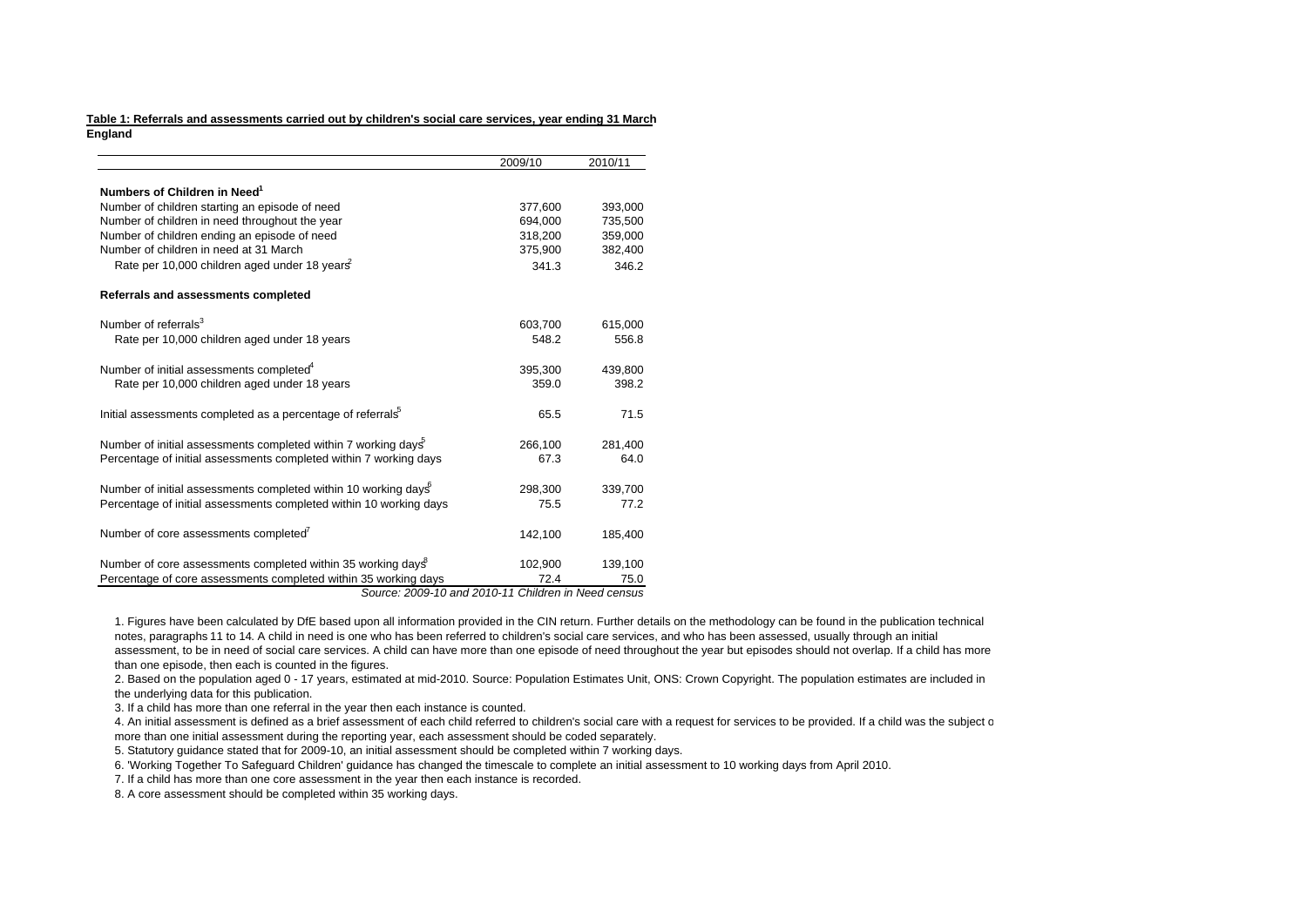**Table 1: Referrals and assessments carried out by children's social care services, year ending 31 March**
**England**

| | 2009/10 | 2010/11 |
|---|---|---|
| **Numbers of Children in Need[1]** | | |
| Number of children starting an episode of need | 377,600 | 393,000 |
| Number of children in need throughout the year | 694,000 | 735,500 |
| Number of children ending an episode of need | 318,200 | 359,000 |
| Number of children in need at 31 March | 375,900 | 382,400 |
| Rate per 10,000 children aged under 18 years[2] | 341.3 | 346.2 |
| **Referrals and assessments completed** | | |
| Number of referrals[3] | 603,700 | 615,000 |
| Rate per 10,000 children aged under 18 years | 548.2 | 556.8 |
| Number of initial assessments completed[4] | 395,300 | 439,800 |
| Rate per 10,000 children aged under 18 years | 359.0 | 398.2 |
| Initial assessments completed as a percentage of referrals[5] | 65.5 | 71.5 |
| Number of initial assessments completed within 7 working days[5] | 266,100 | 281,400 |
| Percentage of initial assessments completed within 7 working days | 67.3 | 64.0 |
| Number of initial assessments completed within 10 working days[6] | 298,300 | 339,700 |
| Percentage of initial assessments completed within 10 working days | 75.5 | 77.2 |
| Number of core assessments completed[7] | 142,100 | 185,400 |
| Number of core assessments completed within 35 working days[8] | 102,900 | 139,100 |
| Percentage of core assessments completed within 35 working days | 72.4 | 75.0 |

*Source: 2009-10 and 2010-11 Children in Need census*

1. Figures have been calculated by DfE based upon all information provided in the CIN return. Further details on the methodology can be found in the publication technical notes, paragraphs 11 to 14. A child in need is one who has been referred to children's social care services, and who has been assessed, usually through an initial assessment, to be in need of social care services. A child can have more than one episode of need throughout the year but episodes should not overlap. If a child has more than one episode, then each is counted in the figures.
2. Based on the population aged 0 - 17 years, estimated at mid-2010. Source: Population Estimates Unit, ONS: Crown Copyright. The population estimates are included in the underlying data for this publication.
3. If a child has more than one referral in the year then each instance is counted.
4. An initial assessment is defined as a brief assessment of each child referred to children's social care with a request for services to be provided. If a child was the subject o more than one initial assessment during the reporting year, each assessment should be coded separately.
5. Statutory guidance stated that for 2009-10, an initial assessment should be completed within 7 working days.
6. 'Working Together To Safeguard Children' guidance has changed the timescale to complete an initial assessment to 10 working days from April 2010.
7. If a child has more than one core assessment in the year then each instance is recorded.
8. A core assessment should be completed within 35 working days.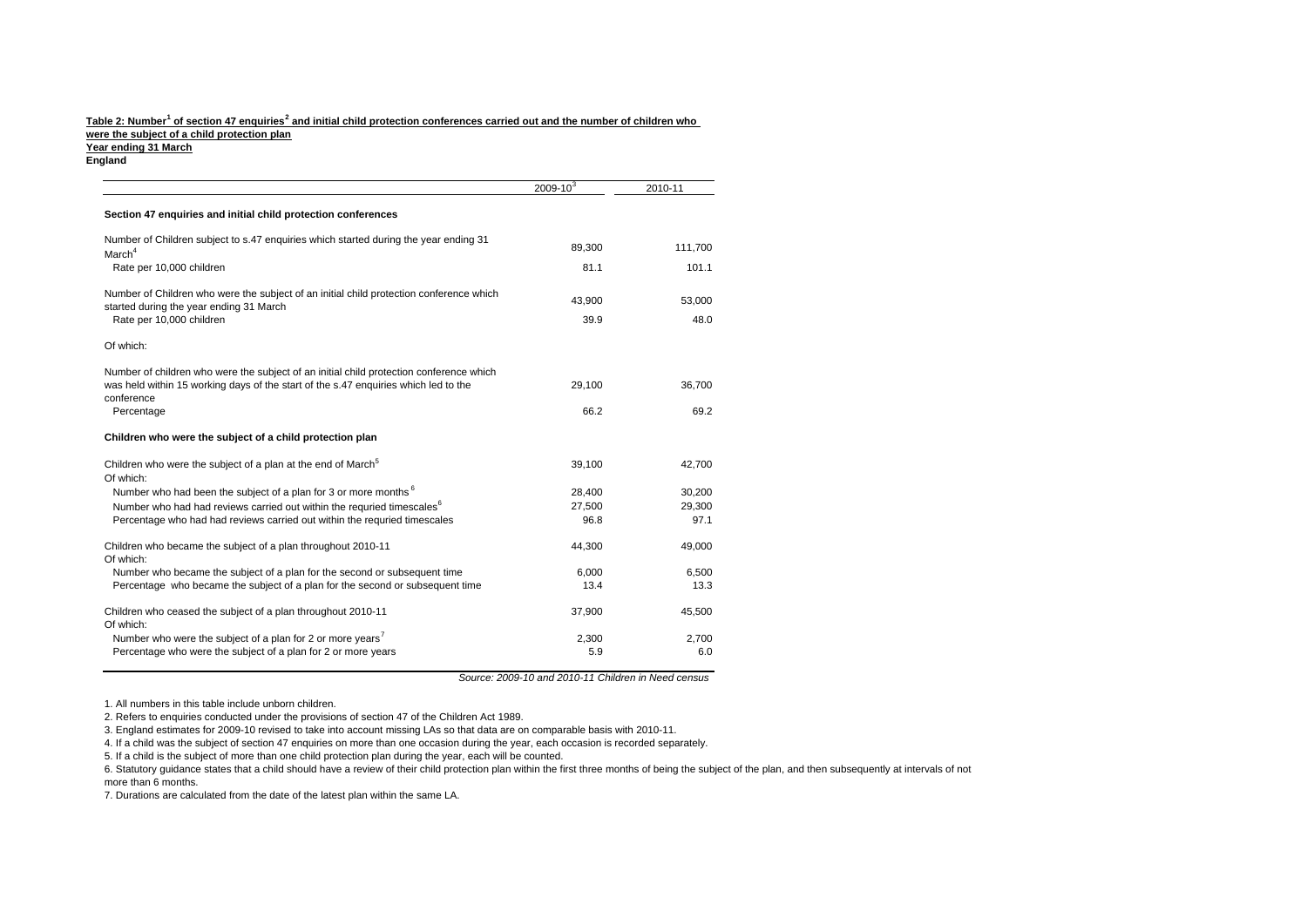**Table 2: Number[1] of section 47 enquiries[2] and initial child protection conferences carried out and the number of children who were the subject of a child protection plan**
**Year ending 31 March**
**England**

| | 2009-10[3] | 2010-11 |
|---|---|---|
| **Section 47 enquiries and initial child protection conferences** | | |
| Number of Children subject to s.47 enquiries which started during the year ending 31 March[4] | 89,300 | 111,700 |
| Rate per 10,000 children | 81.1 | 101.1 |
| Number of Children who were the subject of an initial child protection conference which started during the year ending 31 March | 43,900 | 53,000 |
| Rate per 10,000 children | 39.9 | 48.0 |
| Of which: | | |
| Number of children who were the subject of an initial child protection conference which was held within 15 working days of the start of the s.47 enquiries which led to the conference | 29,100 | 36,700 |
| Percentage | 66.2 | 69.2 |
| **Children who were the subject of a child protection plan** | | |
| Children who were the subject of a plan at the end of March[5] | 39,100 | 42,700 |
| Of which: | | |
| Number who had been the subject of a plan for 3 or more months [6] | 28,400 | 30,200 |
| Number who had had reviews carried out within the requried timescales[6] | 27,500 | 29,300 |
| Percentage who had had reviews carried out within the requried timescales | 96.8 | 97.1 |
| Children who became the subject of a plan throughout 2010-11 | 44,300 | 49,000 |
| Of which: | | |
| Number who became the subject of a plan for the second or subsequent time | 6,000 | 6,500 |
| Percentage who became the subject of a plan for the second or subsequent time | 13.4 | 13.3 |
| Children who ceased the subject of a plan throughout 2010-11 | 37,900 | 45,500 |
| Of which: | | |
| Number who were the subject of a plan for 2 or more years[7] | 2,300 | 2,700 |
| Percentage who were the subject of a plan for 2 or more years | 5.9 | 6.0 |

*Source: 2009-10 and 2010-11 Children in Need census*

1. All numbers in this table include unborn children.
2. Refers to enquiries conducted under the provisions of section 47 of the Children Act 1989.
3. England estimates for 2009-10 revised to take into account missing LAs so that data are on comparable basis with 2010-11.
4. If a child was the subject of section 47 enquiries on more than one occasion during the year, each occasion is recorded separately.
5. If a child is the subject of more than one child protection plan during the year, each will be counted.
6. Statutory guidance states that a child should have a review of their child protection plan within the first three months of being the subject of the plan, and then subsequently at intervals of not more than 6 months.
7. Durations are calculated from the date of the latest plan within the same LA.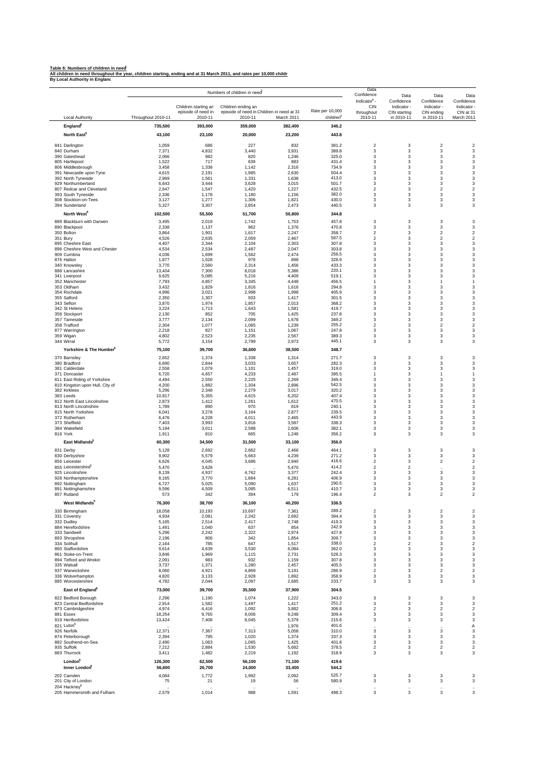**Table 6: Numbers of children in need[1]**
**All children in need throughout the year, children starting, ending and at 31 March 2011, and rates per 10,000 childr**
**By Local Authority in Englanc**

| Local Authority | Numbers of children in need[1] Throughout 2010-11 | Children starting an episode of need in 2010-11 | Children ending an episode of need in 2010-11 | Children in need at 31 March 2011 | Rate per 10,000 children[3] | Data Confidence Indicator[4] - CIN throughout 2010-11 | Data Confidence Indicator - CIN starting in 2010-11 | Data Confidence Indicator - CIN ending in 2010-11 | Data Confidence Indicator - CIN at 31 March 2011 |
|---|---|---|---|---|---|---|---|---|---|
| **England[5]** | **735,500** | **393,000** | **359,000** | **382,400** | **346.2** | | | | |
| **North East[5]** | **43,100** | **23,100** | **20,000** | **23,200** | **443.8** | | | | |
| 841 Darlington | 1,059 | 686 | 227 | 832 | 381.2 | 2 | 3 | 2 | 2 |
| 840 Durham | 7,371 | 4,832 | 3,440 | 3,931 | 389.8 | 3 | 3 | 3 | 3 |
| 390 Gateshead | 2,066 | 982 | 820 | 1,246 | 325.0 | 3 | 3 | 3 | 3 |
| 805 Hartlepool | 1,522 | 717 | 639 | 883 | 431.4 | 3 | 3 | 3 | 3 |
| 806 Middlesbrough | 3,458 | 1,338 | 1,142 | 2,316 | 734.9 | 3 | 3 | 3 | 3 |
| 391 Newcastle upon Tyne | 4,615 | 2,191 | 1,985 | 2,630 | 504.4 | 3 | 3 | 3 | 3 |
| 392 North Tyneside | 2,969 | 1,561 | 1,331 | 1,638 | 413.0 | 3 | 3 | 3 | 3 |
| 929 Northumberland | 6,643 | 3,444 | 3,628 | 3,015 | 501.7 | 3 | 3 | 3 | 3 |
| 807 Redcar and Cleveland | 2,647 | 1,547 | 1,420 | 1,227 | 432.5 | 2 | 3 | 2 | 2 |
| 393 South Tyneside | 2,336 | 1,178 | 1,180 | 1,156 | 382.0 | 3 | 3 | 3 | 3 |
| 808 Stockton-on-Tees | 3,127 | 1,277 | 1,306 | 1,821 | 430.0 | 3 | 3 | 3 | 3 |
| 394 Sunderland | 5,327 | 3,307 | 2,854 | 2,473 | 440.5 | 3 | 3 | 3 | 3 |
| **North West[5]** | **102,500** | **55,500** | **51,700** | **50,800** | **344.8** | | | | |
| 889 Blackburn with Darwen | 3,495 | 2,019 | 1,742 | 1,753 | 457.8 | 3 | 3 | 3 | 3 |
| 890 Blackpool | 2,338 | 1,137 | 962 | 1,376 | 470.8 | 3 | 3 | 3 | 3 |
| 350 Bolton | 3,864 | 1,901 | 1,617 | 2,247 | 358.7 | 2 | 3 | 2 | 2 |
| 351 Bury | 4,526 | 2,635 | 2,059 | 2,467 | 587.5 | 2 | 3 | 2 | 2 |
| 895 Cheshire East | 4,407 | 2,344 | 2,104 | 2,303 | 307.8 | 3 | 3 | 3 | 3 |
| 896 Cheshire West and Chester | 4,534 | 2,534 | 2,487 | 2,047 | 303.8 | 3 | 3 | 3 | 3 |
| 909 Cumbria | 4,036 | 1,699 | 1,562 | 2,474 | 256.5 | 3 | 3 | 3 | 3 |
| 876 Halton | 1,877 | 1,028 | 979 | 898 | 328.9 | 3 | 3 | 3 | 3 |
| 340 Knowsley | 3,770 | 2,560 | 2,314 | 1,456 | 433.3 | 3 | 3 | 3 | 3 |
| 888 Lancashire | 13,404 | 7,300 | 8,018 | 5,386 | 220.1 | 3 | 3 | 3 | 3 |
| 341 Liverpool | 9,625 | 5,085 | 5,216 | 4,409 | 519.1 | 3 | 3 | 3 | 3 |
| 352 Manchester | 7,793 | 4,857 | 3,345 | 4,448 | 456.5 | 1 | 3 | 1 | 1 |
| 353 Oldham | 3,432 | 1,829 | 1,816 | 1,616 | 294.8 | 3 | 3 | 3 | 3 |
| 354 Rochdale | 4,996 | 3,021 | 2,998 | 1,998 | 405.9 | 3 | 3 | 3 | 3 |
| 355 Salford | 2,350 | 1,307 | 933 | 1,417 | 301.5 | 3 | 3 | 3 | 3 |
| 343 Sefton | 3,870 | 1,974 | 1,857 | 2,013 | 368.2 | 3 | 3 | 3 | 3 |
| 342 St Helens | 3,224 | 1,713 | 1,643 | 1,581 | 419.7 | 3 | 3 | 3 | 3 |
| 356 Stockport | 2,130 | 852 | 705 | 1,425 | 237.8 | 3 | 3 | 3 | 3 |
| 357 Tameside | 3,777 | 2,134 | 2,099 | 1,678 | 349.2 | 3 | 3 | 3 | 3 |
| 358 Trafford | 2,304 | 1,077 | 1,065 | 1,239 | 255.2 | 2 | 3 | 2 | 2 |
| 877 Warrington | 2,218 | 827 | 1,151 | 1,067 | 247.8 | 3 | 3 | 3 | 3 |
| 359 Wigan | 4,802 | 2,523 | 2,235 | 2,567 | 389.3 | 3 | 3 | 3 | 3 |
| 344 Wirral | 5,772 | 3,154 | 2,799 | 2,973 | 445.1 | 3 | 3 | 3 | 3 |
| **Yorkshire & The Humber[5]** | **75,100** | **39,700** | **36,600** | **38,500** | **348.7** | | | | |
| 370 Barnsley | 2,652 | 1,374 | 1,338 | 1,314 | 271.7 | 3 | 3 | 3 | 3 |
| 380 Bradford | 6,690 | 2,844 | 3,033 | 3,657 | 282.3 | 3 | 3 | 3 | 3 |
| 381 Calderdale | 2,558 | 1,079 | 1,101 | 1,457 | 319.0 | 3 | 3 | 3 | 3 |
| 371 Doncaster | 6,720 | 4,657 | 4,233 | 2,487 | 395.5 | 1 | 3 | 1 | 1 |
| 811 East Riding of Yorkshire | 4,494 | 2,550 | 2,225 | 2,269 | 349.4 | 3 | 3 | 3 | 3 |
| 810 Kingston upon Hull, City of | 4,200 | 1,882 | 1,304 | 2,896 | 542.5 | 3 | 3 | 3 | 3 |
| 382 Kirklees | 5,296 | 2,348 | 2,279 | 3,017 | 320.2 | 3 | 3 | 3 | 3 |
| 383 Leeds | 10,817 | 5,355 | 4,615 | 6,202 | 407.4 | 3 | 3 | 3 | 3 |
| 812 North East Lincolnshire | 2,873 | 1,412 | 1,261 | 1,612 | 470.5 | 3 | 3 | 3 | 3 |
| 813 North Lincolnshire | 1,789 | 890 | 970 | 819 | 240.1 | 3 | 3 | 3 | 3 |
| 815 North Yorkshire | 6,041 | 3,278 | 3,164 | 2,877 | 239.5 | 3 | 3 | 3 | 3 |
| 372 Rotherham | 6,476 | 4,228 | 4,011 | 2,465 | 443.9 | 3 | 3 | 3 | 3 |
| 373 Sheffield | 7,403 | 3,993 | 3,816 | 3,587 | 338.3 | 3 | 3 | 3 | 3 |
| 384 Wakefield | 5,194 | 3,011 | 2,588 | 2,606 | 382.1 | 3 | 3 | 3 | 3 |
| 816 York | 1,911 | 810 | 665 | 1,246 | 356.2 | 3 | 3 | 3 | 3 |
| **East Midlands[5]** | **60,300** | **34,500** | **31,500** | **33,100** | **356.0** | | | | |
| 831 Derby | 5,128 | 2,692 | 2,662 | 2,466 | 464.1 | 3 | 3 | 3 | 3 |
| 830 Derbyshire | 9,902 | 5,579 | 5,663 | 4,239 | 271.2 | 3 | 3 | 3 | 3 |
| 856 Leicester | 6,626 | 4,045 | 3,686 | 2,940 | 416.6 | 2 | 3 | 2 | 2 |
| 855 Leicestershire[6] | 5,470 | 3,628 | .. | 5,470 | 414.2 | 2 | 2 | .. | 2 |
| 925 Lincolnshire | 8,139 | 4,937 | 4,762 | 3,377 | 242.4 | 3 | 3 | 3 | 3 |
| 928 Northamptonshire | 8,165 | 3,770 | 1,884 | 6,281 | 406.9 | 3 | 3 | 3 | 3 |
| 892 Nottingham | 6,727 | 5,025 | 5,090 | 1,637 | 290.5 | 3 | 3 | 3 | 3 |
| 891 Nottinghamshire | 9,596 | 4,509 | 3,085 | 6,511 | 410.7 | 3 | 3 | 3 | 3 |
| 857 Rutland | 573 | 342 | 394 | 179 | 196.4 | 2 | 3 | 2 | 2 |
| **West Midlands[5]** | **76,300** | **38,700** | **36,100** | **40,200** | **336.5** | | | | |
| 330 Birmingham | 18,058 | 10,193 | 10,697 | 7,361 | 289.2 | 2 | 3 | 2 | 2 |
| 331 Coventry | 4,934 | 2,081 | 2,242 | 2,692 | 394.4 | 3 | 3 | 3 | 3 |
| 332 Dudley | 5,165 | 2,514 | 2,417 | 2,748 | 419.3 | 3 | 3 | 3 | 3 |
| 884 Herefordshire | 1,491 | 1,040 | 637 | 854 | 242.9 | 3 | 3 | 3 | 3 |
| 333 Sandwell | 5,296 | 2,242 | 2,322 | 2,974 | 427.8 | 3 | 3 | 3 | 3 |
| 893 Shropshire | 2,196 | 806 | 342 | 1,854 | 309.7 | 3 | 3 | 3 | 3 |
| 334 Solihull | 2,164 | 785 | 647 | 1,517 | 338.0 | 2 | 2 | 3 | 2 |
| 860 Staffordshire | 9,614 | 4,639 | 3,530 | 6,084 | 362.0 | 3 | 3 | 3 | 3 |
| 861 Stoke-on-Trent | 3,846 | 1,969 | 1,115 | 2,731 | 528.3 | 3 | 3 | 3 | 3 |
| 894 Telford and Wrekin | 2,091 | 983 | 932 | 1,159 | 307.8 | 3 | 3 | 3 | 3 |
| 335 Walsall | 3,737 | 1,371 | 1,280 | 2,457 | 405.5 | 3 | 3 | 3 | 3 |
| 937 Warwickshire | 8,060 | 4,921 | 4,869 | 3,191 | 286.9 | 2 | 3 | 2 | 2 |
| 336 Wolverhampton | 4,820 | 3,133 | 2,928 | 1,892 | 358.9 | 3 | 3 | 3 | 3 |
| 885 Worcestershire | 4,782 | 2,044 | 2,097 | 2,685 | 233.7 | 3 | 3 | 3 | 3 |
| **East of England[5]** | **73,000** | **39,700** | **35,500** | **37,900** | **304.5** | | | | |
| 822 Bedford Borough | 2,296 | 1,190 | 1,074 | 1,222 | 343.0 | 3 | 3 | 3 | 3 |
| 823 Central Bedfordshire | 2,914 | 1,582 | 1,497 | 1,417 | 251.2 | 3 | 3 | 3 | 3 |
| 873 Cambridgeshire | 4,974 | 4,416 | 1,092 | 3,882 | 306.8 | 2 | 3 | 2 | 2 |
| 881 Essex | 18,254 | 9,765 | 9,006 | 9,248 | 309.4 | 3 | 3 | 3 | 3 |
| 919 Hertfordshire | 13,424 | 7,408 | 8,045 | 5,379 | 215.6 | 3 | 3 | 3 | 3 |
| 821 Luton[6] | .. | .. | .. | 1,976 | 401.6 | .. | .. | .. | A |
| 926 Norfolk | 12,371 | 7,367 | 7,313 | 5,058 | 310.0 | 3 | 3 | 3 | 3 |
| 874 Peterborough | 2,394 | 795 | 1,020 | 1,374 | 337.3 | 3 | 3 | 3 | 3 |
| 882 Southend-on-Sea | 2,490 | 1,063 | 1,065 | 1,425 | 401.8 | 3 | 3 | 3 | 3 |
| 935 Suffolk | 7,212 | 2,884 | 1,530 | 5,682 | 378.5 | 2 | 3 | 2 | 2 |
| 883 Thurrock | 3,411 | 1,482 | 2,219 | 1,192 | 318.9 | 3 | 3 | 3 | 3 |
| **London[5]** | **126,300** | **62,500** | **56,100** | **71,100** | **419.6** | | | | |
| **Inner London[5]** | **56,600** | **26,700** | **24,000** | **33,400** | **544.2** | | | | |
| 202 Camden | 4,084 | 1,772 | 1,992 | 2,092 | 525.7 | 3 | 3 | 3 | 3 |
| 201 City of London | 75 | 21 | 19 | 56 | 580.9 | 3 | 3 | 3 | 3 |
| 204 Hackney[6] | .. | .. | .. | .. | .. | .. | .. | .. | .. |
| 205 Hammersmith and Fulham | 2,579 | 1,014 | 988 | 1,591 | 498.3 | 3 | 3 | 3 | 3 |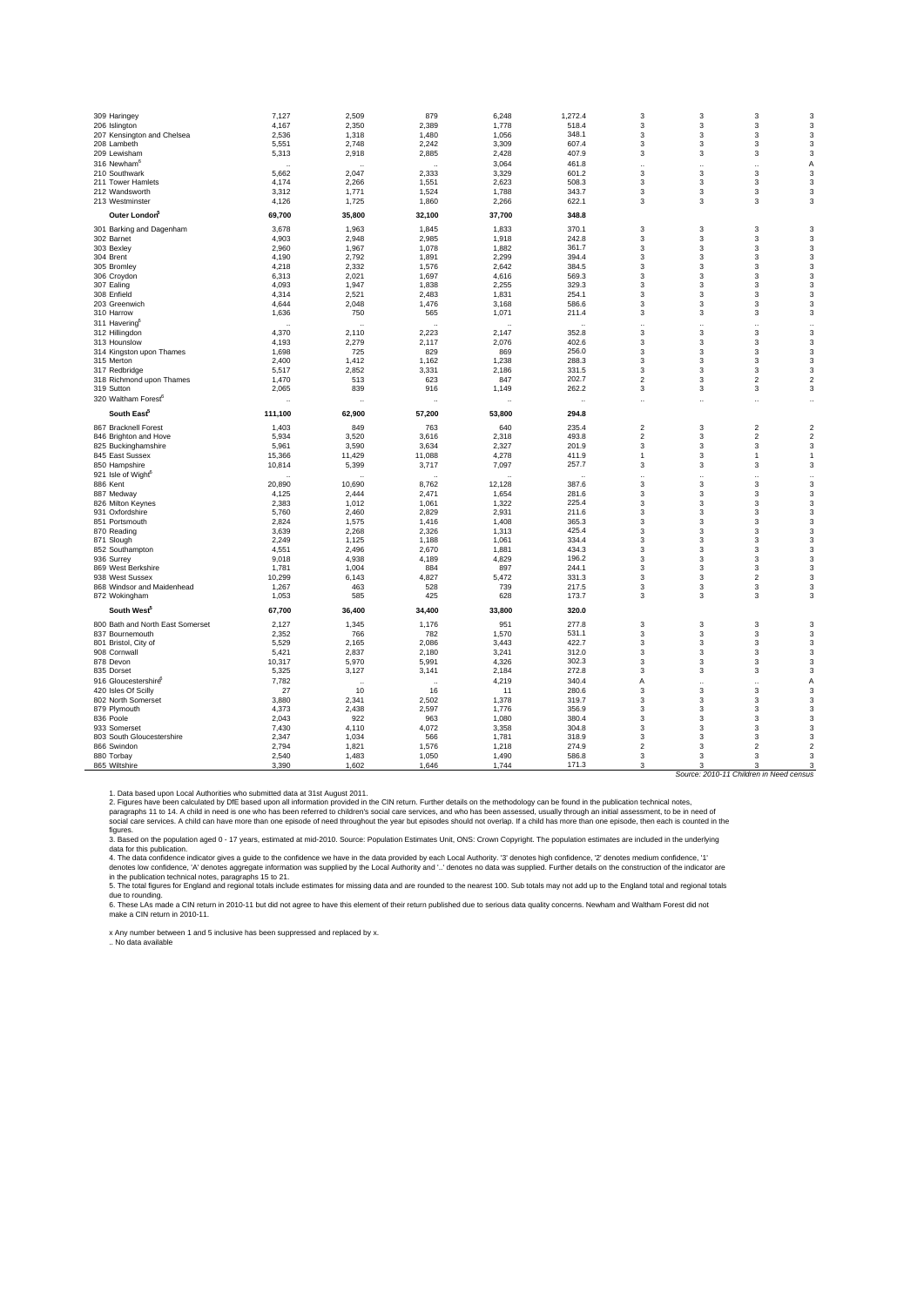| | | | | | | | | | |
|---|---|---|---|---|---|---|---|---|---|
| 309 Haringey | 7,127 | 2,509 | 879 | 6,248 | 1,272.4 | 3 | 3 | 3 | 3 |
| 206 Islington | 4,167 | 2,350 | 2,389 | 1,778 | 518.4 | 3 | 3 | 3 | 3 |
| 207 Kensington and Chelsea | 2,536 | 1,318 | 1,480 | 1,056 | 348.1 | 3 | 3 | 3 | 3 |
| 208 Lambeth | 5,551 | 2,748 | 2,242 | 3,309 | 607.4 | 3 | 3 | 3 | 3 |
| 209 Lewisham | 5,313 | 2,918 | 2,885 | 2,428 | 407.9 | 3 | 3 | 3 | 3 |
| 316 Newham[6] | .. | .. | .. | 3,064 | 461.8 | .. | .. | .. | A |
| 210 Southwark | 5,662 | 2,047 | 2,333 | 3,329 | 601.2 | 3 | 3 | 3 | 3 |
| 211 Tower Hamlets | 4,174 | 2,266 | 1,551 | 2,623 | 508.3 | 3 | 3 | 3 | 3 |
| 212 Wandsworth | 3,312 | 1,771 | 1,524 | 1,788 | 343.7 | 3 | 3 | 3 | 3 |
| 213 Westminster | 4,126 | 1,725 | 1,860 | 2,266 | 622.1 | 3 | 3 | 3 | 3 |
| **Outer London[5]** | **69,700** | **35,800** | **32,100** | **37,700** | **348.8** | | | | |
| 301 Barking and Dagenham | 3,678 | 1,963 | 1,845 | 1,833 | 370.1 | 3 | 3 | 3 | 3 |
| 302 Barnet | 4,903 | 2,948 | 2,985 | 1,918 | 242.8 | 3 | 3 | 3 | 3 |
| 303 Bexley | 2,960 | 1,967 | 1,078 | 1,882 | 361.7 | 3 | 3 | 3 | 3 |
| 304 Brent | 4,190 | 2,792 | 1,891 | 2,299 | 394.4 | 3 | 3 | 3 | 3 |
| 305 Bromley | 4,218 | 2,332 | 1,576 | 2,642 | 384.5 | 3 | 3 | 3 | 3 |
| 306 Croydon | 6,313 | 2,021 | 1,697 | 4,616 | 569.3 | 3 | 3 | 3 | 3 |
| 307 Ealing | 4,093 | 1,947 | 1,838 | 2,255 | 329.3 | 3 | 3 | 3 | 3 |
| 308 Enfield | 4,314 | 2,521 | 2,483 | 1,831 | 254.1 | 3 | 3 | 3 | 3 |
| 203 Greenwich | 4,644 | 2,048 | 1,476 | 3,168 | 586.6 | 3 | 3 | 3 | 3 |
| 310 Harrow | 1,636 | 750 | 565 | 1,071 | 211.4 | 3 | 3 | 3 | 3 |
| 311 Havering[6] | .. | .. | .. | .. | .. | .. | .. | .. | .. |
| 312 Hillingdon | 4,370 | 2,110 | 2,223 | 2,147 | 352.8 | 3 | 3 | 3 | 3 |
| 313 Hounslow | 4,193 | 2,279 | 2,117 | 2,076 | 402.6 | 3 | 3 | 3 | 3 |
| 314 Kingston upon Thames | 1,698 | 725 | 829 | 869 | 256.0 | 3 | 3 | 3 | 3 |
| 315 Merton | 2,400 | 1,412 | 1,162 | 1,238 | 288.3 | 3 | 3 | 3 | 3 |
| 317 Redbridge | 5,517 | 2,852 | 3,331 | 2,186 | 331.5 | 3 | 3 | 3 | 3 |
| 318 Richmond upon Thames | 1,470 | 513 | 623 | 847 | 202.7 | 2 | 3 | 2 | 2 |
| 319 Sutton | 2,065 | 839 | 916 | 1,149 | 262.2 | 3 | 3 | 3 | 3 |
| 320 Waltham Forest[6] | .. | .. | .. | .. | .. | .. | .. | .. | .. |
| **South East[5]** | **111,100** | **62,900** | **57,200** | **53,800** | **294.8** | | | | |
| 867 Bracknell Forest | 1,403 | 849 | 763 | 640 | 235.4 | 2 | 3 | 2 | 2 |
| 846 Brighton and Hove | 5,934 | 3,520 | 3,616 | 2,318 | 493.8 | 2 | 3 | 2 | 2 |
| 825 Buckinghamshire | 5,961 | 3,590 | 3,634 | 2,327 | 201.9 | 3 | 3 | 3 | 3 |
| 845 East Sussex | 15,366 | 11,429 | 11,088 | 4,278 | 411.9 | 1 | 3 | 1 | 1 |
| 850 Hampshire | 10,814 | 5,399 | 3,717 | 7,097 | 257.7 | 3 | 3 | 3 | 3 |
| 921 Isle of Wight[6] | .. | .. | .. | .. | .. | .. | .. | .. | .. |
| 886 Kent | 20,890 | 10,690 | 8,762 | 12,128 | 387.6 | 3 | 3 | 3 | 3 |
| 887 Medway | 4,125 | 2,444 | 2,471 | 1,654 | 281.6 | 3 | 3 | 3 | 3 |
| 826 Milton Keynes | 2,383 | 1,012 | 1,061 | 1,322 | 225.4 | 3 | 3 | 3 | 3 |
| 931 Oxfordshire | 5,760 | 2,460 | 2,829 | 2,931 | 211.6 | 3 | 3 | 3 | 3 |
| 851 Portsmouth | 2,824 | 1,575 | 1,416 | 1,408 | 365.3 | 3 | 3 | 3 | 3 |
| 870 Reading | 3,639 | 2,268 | 2,326 | 1,313 | 425.4 | 3 | 3 | 3 | 3 |
| 871 Slough | 2,249 | 1,125 | 1,188 | 1,061 | 334.4 | 3 | 3 | 3 | 3 |
| 852 Southampton | 4,551 | 2,496 | 2,670 | 1,881 | 434.3 | 3 | 3 | 3 | 3 |
| 936 Surrey | 9,018 | 4,938 | 4,189 | 4,829 | 196.2 | 3 | 3 | 3 | 3 |
| 869 West Berkshire | 1,781 | 1,004 | 884 | 897 | 244.1 | 3 | 3 | 3 | 3 |
| 938 West Sussex | 10,299 | 6,143 | 4,827 | 5,472 | 331.3 | 3 | 3 | 2 | 3 |
| 868 Windsor and Maidenhead | 1,267 | 463 | 528 | 739 | 217.5 | 3 | 3 | 3 | 3 |
| 872 Wokingham | 1,053 | 585 | 425 | 628 | 173.7 | 3 | 3 | 3 | 3 |
| **South West[5]** | **67,700** | **36,400** | **34,400** | **33,800** | **320.0** | | | | |
| 800 Bath and North East Somerset | 2,127 | 1,345 | 1,176 | 951 | 277.8 | 3 | 3 | 3 | 3 |
| 837 Bournemouth | 2,352 | 766 | 782 | 1,570 | 531.1 | 3 | 3 | 3 | 3 |
| 801 Bristol, City of | 5,529 | 2,165 | 2,086 | 3,443 | 422.7 | 3 | 3 | 3 | 3 |
| 908 Cornwall | 5,421 | 2,837 | 2,180 | 3,241 | 312.0 | 3 | 3 | 3 | 3 |
| 878 Devon | 10,317 | 5,970 | 5,991 | 4,326 | 302.3 | 3 | 3 | 3 | 3 |
| 835 Dorset | 5,325 | 3,127 | 3,141 | 2,184 | 272.8 | 3 | 3 | 3 | 3 |
| 916 Gloucestershire[6] | 7,782 | .. | .. | 4,219 | 340.4 | A | .. | .. | A |
| 420 Isles Of Scilly | 27 | 10 | 16 | 11 | 280.6 | 3 | 3 | 3 | 3 |
| 802 North Somerset | 3,880 | 2,341 | 2,502 | 1,378 | 319.7 | 3 | 3 | 3 | 3 |
| 879 Plymouth | 4,373 | 2,438 | 2,597 | 1,776 | 356.9 | 3 | 3 | 3 | 3 |
| 836 Poole | 2,043 | 922 | 963 | 1,080 | 380.4 | 3 | 3 | 3 | 3 |
| 933 Somerset | 7,430 | 4,110 | 4,072 | 3,358 | 304.8 | 3 | 3 | 3 | 3 |
| 803 South Gloucestershire | 2,347 | 1,034 | 566 | 1,781 | 318.9 | 3 | 3 | 3 | 3 |
| 866 Swindon | 2,794 | 1,821 | 1,576 | 1,218 | 274.9 | 2 | 3 | 2 | 2 |
| 880 Torbay | 2,540 | 1,483 | 1,050 | 1,490 | 586.8 | 3 | 3 | 3 | 3 |
| 865 Wiltshire | 3,390 | 1,602 | 1,646 | 1,744 | 171.3 | 3 | 3 | 3 | 3 |

*Source: 2010-11 Children in Need census*

1. Data based upon Local Authorities who submitted data at 31st August 2011.
2. Figures have been calculated by DfE based upon all information provided in the CIN return. Further details on the methodology can be found in the publication technical notes, paragraphs 11 to 14. A child in need is one who has been referred to children's social care services, and who has been assessed, usually through an initial assessment, to be in need of social care services. A child can have more than one episode of need throughout the year but episodes should not overlap. If a child has more than one episode, then each is counted in the figures.
3. Based on the population aged 0 - 17 years, estimated at mid-2010. Source: Population Estimates Unit, ONS: Crown Copyright. The population estimates are included in the underlying data for this publication.
4. The data confidence indicator gives a guide to the confidence we have in the data provided by each Local Authority. '3' denotes high confidence, '2' denotes medium confidence, '1' denotes low confidence, 'A' denotes aggregate information was supplied by the Local Authority and '..' denotes no data was supplied. Further details on the construction of the indicator are in the publication technical notes, paragraphs 15 to 21.
5. The total figures for England and regional totals include estimates for missing data and are rounded to the nearest 100. Sub totals may not add up to the England total and regional totals due to rounding.
6. These LAs made a CIN return in 2010-11 but did not agree to have this element of their return published due to serious data quality concerns. Newham and Waltham Forest did not make a CIN return in 2010-11.

x Any number between 1 and 5 inclusive has been suppressed and replaced by x.
.. No data available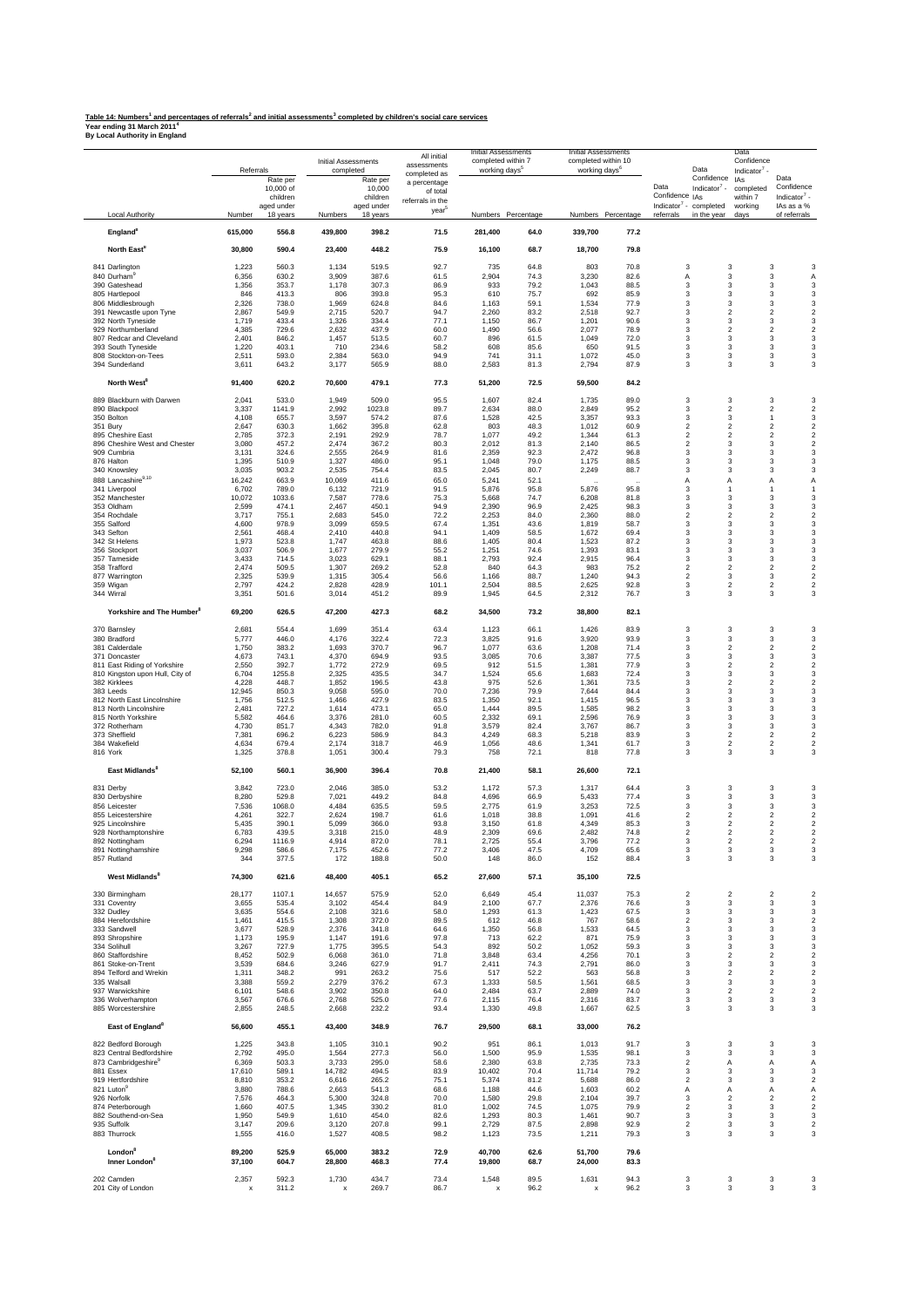**Table 14: Numbers[1] and percentages of referrals[2] and initial assessments[3] completed by children's social care services**
**Year ending 31 March 2011[4]**
**By Local Authority in England**

| Local Authority | Referrals Number | Referrals Rate per 10,000 of children aged under 18 years | Initial Assessments completed Numbers | Initial Assessments completed Rate per 10,000 children aged under 18 years | All initial assessments completed as a percentage of total referrals in the year[5] | Initial Assessments completed within 7 working days[5] Numbers | Initial Assessments completed within 7 working days[5] Percentage | Initial Assessments completed within 10 working days[6] Numbers | Initial Assessments completed within 10 working days[6] Percentage | Data Confidence Indicator[7] - referrals | Data Confidence Indicator[7] - IAs completed in the year | Data Confidence Indicator[7] - IAs completed within 7 working days | Data Confidence Indicator[7] - IAs as a % of referrals |
|---|---|---|---|---|---|---|---|---|---|---|---|---|---|
| **England[8]** | **615,000** | **556.8** | **439,800** | **398.2** | **71.5** | **281,400** | **64.0** | **339,700** | **77.2** | | | | |
| **North East[8]** | **30,800** | **590.4** | **23,400** | **448.2** | **75.9** | **16,100** | **68.7** | **18,700** | **79.8** | | | | |
| 841 Darlington | 1,223 | 560.3 | 1,134 | 519.5 | 92.7 | 735 | 64.8 | 803 | 70.8 | 3 | 3 | 3 | 3 |
| 840 Durham[9] | 6,356 | 630.2 | 3,909 | 387.6 | 61.5 | 2,904 | 74.3 | 3,230 | 82.6 | A | 3 | 3 | A |
| 390 Gateshead | 1,356 | 353.7 | 1,178 | 307.3 | 86.9 | 933 | 79.2 | 1,043 | 88.5 | 3 | 3 | 3 | 3 |
| 805 Hartlepool | 846 | 413.3 | 806 | 393.8 | 95.3 | 610 | 75.7 | 692 | 85.9 | 3 | 3 | 3 | 3 |
| 806 Middlesbrough | 2,326 | 738.0 | 1,969 | 624.8 | 84.6 | 1,163 | 59.1 | 1,534 | 77.9 | 3 | 3 | 3 | 3 |
| 391 Newcastle upon Tyne | 2,867 | 549.9 | 2,715 | 520.7 | 94.7 | 2,260 | 83.2 | 2,518 | 92.7 | 3 | 2 | 2 | 2 |
| 392 North Tyneside | 1,719 | 433.4 | 1,326 | 334.4 | 77.1 | 1,150 | 86.7 | 1,201 | 90.6 | 3 | 3 | 3 | 3 |
| 929 Northumberland | 4,385 | 729.6 | 2,632 | 437.9 | 60.0 | 1,490 | 56.6 | 2,077 | 78.9 | 3 | 2 | 2 | 2 |
| 807 Redcar and Cleveland | 2,401 | 846.2 | 1,457 | 513.5 | 60.7 | 896 | 61.5 | 1,049 | 72.0 | 3 | 3 | 3 | 3 |
| 393 South Tyneside | 1,220 | 403.1 | 710 | 234.6 | 58.2 | 608 | 85.6 | 650 | 91.5 | 3 | 3 | 3 | 3 |
| 808 Stockton-on-Tees | 2,511 | 593.0 | 2,384 | 563.0 | 94.9 | 741 | 31.1 | 1,072 | 45.0 | 3 | 3 | 3 | 3 |
| 394 Sunderland | 3,611 | 643.2 | 3,177 | 565.9 | 88.0 | 2,583 | 81.3 | 2,794 | 87.9 | 3 | 3 | 3 | 3 |
| **North West[8]** | **91,400** | **620.2** | **70,600** | **479.1** | **77.3** | **51,200** | **72.5** | **59,500** | **84.2** | | | | |
| 889 Blackburn with Darwen | 2,041 | 533.0 | 1,949 | 509.0 | 95.5 | 1,607 | 82.4 | 1,735 | 89.0 | 3 | 3 | 3 | 3 |
| 890 Blackpool | 3,337 | 1141.9 | 2,992 | 1023.8 | 89.7 | 2,634 | 88.0 | 2,849 | 95.2 | 3 | 2 | 2 | 2 |
| 350 Bolton | 4,108 | 655.7 | 3,597 | 574.2 | 87.6 | 1,528 | 42.5 | 3,357 | 93.3 | 3 | 3 | 1 | 3 |
| 351 Bury | 2,647 | 630.3 | 1,662 | 395.8 | 62.8 | 803 | 48.3 | 1,012 | 60.9 | 2 | 2 | 2 | 2 |
| 895 Cheshire East | 2,785 | 372.3 | 2,191 | 292.9 | 78.7 | 1,077 | 49.2 | 1,344 | 61.3 | 2 | 2 | 2 | 2 |
| 896 Cheshire West and Chester | 3,080 | 457.2 | 2,474 | 367.2 | 80.3 | 2,012 | 81.3 | 2,140 | 86.5 | 2 | 3 | 3 | 2 |
| 909 Cumbria | 3,131 | 324.6 | 2,555 | 264.9 | 81.6 | 2,359 | 92.3 | 2,472 | 96.8 | 3 | 3 | 3 | 3 |
| 876 Halton | 1,395 | 510.9 | 1,327 | 486.0 | 95.1 | 1,048 | 79.0 | 1,175 | 88.5 | 3 | 3 | 3 | 3 |
| 340 Knowsley | 3,035 | 903.2 | 2,535 | 754.4 | 83.5 | 2,045 | 80.7 | 2,249 | 88.7 | 3 | 3 | 3 | 3 |
| 888 Lancashire[9,10] | 16,242 | 663.9 | 10,069 | 411.6 | 65.0 | 5,241 | 52.1 | .. | .. | A | A | A | A |
| 341 Liverpool | 6,702 | 789.0 | 6,132 | 721.9 | 91.5 | 5,876 | 95.8 | 5,876 | 95.8 | 3 | 1 | 1 | 1 |
| 352 Manchester | 10,072 | 1033.6 | 7,587 | 778.6 | 75.3 | 5,668 | 74.7 | 6,208 | 81.8 | 3 | 3 | 3 | 3 |
| 353 Oldham | 2,599 | 474.1 | 2,467 | 450.1 | 94.9 | 2,390 | 96.9 | 2,425 | 98.3 | 3 | 3 | 3 | 3 |
| 354 Rochdale | 3,717 | 755.1 | 2,683 | 545.0 | 72.2 | 2,253 | 84.0 | 2,360 | 88.0 | 2 | 2 | 2 | 2 |
| 355 Salford | 4,600 | 978.9 | 3,099 | 659.5 | 67.4 | 1,351 | 43.6 | 1,819 | 58.7 | 3 | 3 | 3 | 3 |
| 343 Sefton | 2,561 | 468.4 | 2,410 | 440.8 | 94.1 | 1,409 | 58.5 | 1,672 | 69.4 | 3 | 3 | 3 | 3 |
| 342 St Helens | 1,973 | 523.8 | 1,747 | 463.8 | 88.6 | 1,405 | 80.4 | 1,523 | 87.2 | 3 | 3 | 3 | 3 |
| 356 Stockport | 3,037 | 506.9 | 1,677 | 279.9 | 55.2 | 1,251 | 74.6 | 1,393 | 83.1 | 3 | 3 | 3 | 3 |
| 357 Tameside | 3,433 | 714.5 | 3,023 | 629.1 | 88.1 | 2,793 | 92.4 | 2,915 | 96.4 | 3 | 3 | 3 | 3 |
| 358 Trafford | 2,474 | 509.5 | 1,307 | 269.2 | 52.8 | 840 | 64.3 | 983 | 75.2 | 2 | 2 | 2 | 2 |
| 877 Warrington | 2,325 | 539.9 | 1,315 | 305.4 | 56.6 | 1,166 | 88.7 | 1,240 | 94.3 | 2 | 3 | 3 | 2 |
| 359 Wigan | 2,797 | 424.2 | 2,828 | 428.9 | 101.1 | 2,504 | 88.5 | 2,625 | 92.8 | 3 | 2 | 2 | 2 |
| 344 Wirral | 3,351 | 501.6 | 3,014 | 451.2 | 89.9 | 1,945 | 64.5 | 2,312 | 76.7 | 3 | 3 | 3 | 3 |
| **Yorkshire and The Humber[8]** | **69,200** | **626.5** | **47,200** | **427.3** | **68.2** | **34,500** | **73.2** | **38,800** | **82.1** | | | | |
| 370 Barnsley | 2,681 | 554.4 | 1,699 | 351.4 | 63.4 | 1,123 | 66.1 | 1,426 | 83.9 | 3 | 3 | 3 | 3 |
| 380 Bradford | 5,777 | 446.0 | 4,176 | 322.4 | 72.3 | 3,825 | 91.6 | 3,920 | 93.9 | 3 | 3 | 3 | 3 |
| 381 Calderdale | 1,750 | 383.2 | 1,693 | 370.7 | 96.7 | 1,077 | 63.6 | 1,208 | 71.4 | 3 | 2 | 2 | 2 |
| 371 Doncaster | 4,673 | 743.1 | 4,370 | 694.9 | 93.5 | 3,085 | 70.6 | 3,387 | 77.5 | 3 | 3 | 3 | 3 |
| 811 East Riding of Yorkshire | 2,550 | 392.7 | 1,772 | 272.9 | 69.5 | 912 | 51.5 | 1,381 | 77.9 | 3 | 2 | 2 | 2 |
| 810 Kingston upon Hull, City of | 6,704 | 1255.8 | 2,325 | 435.5 | 34.7 | 1,524 | 65.6 | 1,683 | 72.4 | 3 | 3 | 3 | 3 |
| 382 Kirklees | 4,228 | 448.7 | 1,852 | 196.5 | 43.8 | 975 | 52.6 | 1,361 | 73.5 | 3 | 2 | 2 | 2 |
| 383 Leeds | 12,945 | 850.3 | 9,058 | 595.0 | 70.0 | 7,236 | 79.9 | 7,644 | 84.4 | 3 | 3 | 3 | 3 |
| 812 North East Lincolnshire | 1,756 | 512.5 | 1,466 | 427.9 | 83.5 | 1,350 | 92.1 | 1,415 | 96.5 | 3 | 3 | 3 | 3 |
| 813 North Lincolnshire | 2,481 | 727.2 | 1,614 | 473.1 | 65.0 | 1,444 | 89.5 | 1,585 | 98.2 | 3 | 3 | 3 | 3 |
| 815 North Yorkshire | 5,582 | 464.6 | 3,376 | 281.0 | 60.5 | 2,332 | 69.1 | 2,596 | 76.9 | 3 | 3 | 3 | 3 |
| 372 Rotherham | 4,730 | 851.7 | 4,343 | 782.0 | 91.8 | 3,579 | 82.4 | 3,767 | 86.7 | 3 | 3 | 3 | 3 |
| 373 Sheffield | 7,381 | 696.2 | 6,223 | 586.9 | 84.3 | 4,249 | 68.3 | 5,218 | 83.9 | 3 | 2 | 2 | 2 |
| 384 Wakefield | 4,634 | 679.4 | 2,174 | 318.7 | 46.9 | 1,056 | 48.6 | 1,341 | 61.7 | 3 | 2 | 2 | 2 |
| 816 York | 1,325 | 378.8 | 1,051 | 300.4 | 79.3 | 758 | 72.1 | 818 | 77.8 | 3 | 3 | 3 | 3 |
| **East Midlands[8]** | **52,100** | **560.1** | **36,900** | **396.4** | **70.8** | **21,400** | **58.1** | **26,600** | **72.1** | | | | |
| 831 Derby | 3,842 | 723.0 | 2,046 | 385.0 | 53.2 | 1,172 | 57.3 | 1,317 | 64.4 | 3 | 3 | 3 | 3 |
| 830 Derbyshire | 8,280 | 529.8 | 7,021 | 449.2 | 84.8 | 4,696 | 66.9 | 5,433 | 77.4 | 3 | 3 | 3 | 3 |
| 856 Leicester | 7,536 | 1068.0 | 4,484 | 635.5 | 59.5 | 2,775 | 61.9 | 3,253 | 72.5 | 3 | 3 | 3 | 3 |
| 855 Leicestershire | 4,261 | 322.7 | 2,624 | 198.7 | 61.6 | 1,018 | 38.8 | 1,091 | 41.6 | 2 | 2 | 2 | 2 |
| 925 Lincolnshire | 5,435 | 390.1 | 5,099 | 366.0 | 93.8 | 3,150 | 61.8 | 4,349 | 85.3 | 3 | 2 | 2 | 2 |
| 928 Northamptonshire | 6,783 | 439.5 | 3,318 | 215.0 | 48.9 | 2,309 | 69.6 | 2,482 | 74.8 | 2 | 2 | 2 | 2 |
| 892 Nottingham | 6,294 | 1116.9 | 4,914 | 872.0 | 78.1 | 2,725 | 55.4 | 3,796 | 77.2 | 3 | 2 | 2 | 2 |
| 891 Nottinghamshire | 9,298 | 586.6 | 7,175 | 452.6 | 77.2 | 3,406 | 47.5 | 4,709 | 65.6 | 3 | 3 | 3 | 3 |
| 857 Rutland | 344 | 377.5 | 172 | 188.8 | 50.0 | 148 | 86.0 | 152 | 88.4 | 3 | 3 | 3 | 3 |
| **West Midlands[8]** | **74,300** | **621.6** | **48,400** | **405.1** | **65.2** | **27,600** | **57.1** | **35,100** | **72.5** | | | | |
| 330 Birmingham | 28,177 | 1107.1 | 14,657 | 575.9 | 52.0 | 6,649 | 45.4 | 11,037 | 75.3 | 2 | 2 | 2 | 2 |
| 331 Coventry | 3,655 | 535.4 | 3,102 | 454.4 | 84.9 | 2,100 | 67.7 | 2,376 | 76.6 | 3 | 3 | 3 | 3 |
| 332 Dudley | 3,635 | 554.6 | 2,108 | 321.6 | 58.0 | 1,293 | 61.3 | 1,423 | 67.5 | 3 | 3 | 3 | 3 |
| 884 Herefordshire | 1,461 | 415.5 | 1,308 | 372.0 | 89.5 | 612 | 46.8 | 767 | 58.6 | 2 | 3 | 3 | 2 |
| 333 Sandwell | 3,677 | 528.9 | 2,376 | 341.8 | 64.6 | 1,350 | 56.8 | 1,533 | 64.5 | 3 | 3 | 3 | 3 |
| 893 Shropshire | 1,173 | 195.9 | 1,147 | 191.6 | 97.8 | 713 | 62.2 | 871 | 75.9 | 3 | 3 | 3 | 3 |
| 334 Solihull | 3,267 | 727.9 | 1,775 | 395.5 | 54.3 | 892 | 50.2 | 1,052 | 59.3 | 3 | 3 | 3 | 3 |
| 860 Staffordshire | 8,452 | 502.9 | 6,068 | 361.0 | 71.8 | 3,848 | 63.4 | 4,256 | 70.1 | 3 | 2 | 2 | 2 |
| 861 Stoke-on-Trent | 3,539 | 684.6 | 3,246 | 627.9 | 91.7 | 2,411 | 74.3 | 2,791 | 86.0 | 3 | 3 | 3 | 3 |
| 894 Telford and Wrekin | 1,311 | 348.2 | 991 | 263.2 | 75.6 | 517 | 52.2 | 563 | 56.8 | 3 | 2 | 2 | 2 |
| 335 Walsall | 3,388 | 559.2 | 2,279 | 376.2 | 67.3 | 1,333 | 58.5 | 1,561 | 68.5 | 3 | 3 | 3 | 3 |
| 937 Warwickshire | 6,101 | 548.6 | 3,902 | 350.8 | 64.0 | 2,484 | 63.7 | 2,889 | 74.0 | 3 | 2 | 2 | 2 |
| 336 Wolverhampton | 3,567 | 676.6 | 2,768 | 525.0 | 77.6 | 2,115 | 76.4 | 2,316 | 83.7 | 3 | 3 | 3 | 3 |
| 885 Worcestershire | 2,855 | 248.5 | 2,668 | 232.2 | 93.4 | 1,330 | 49.8 | 1,667 | 62.5 | 3 | 3 | 3 | 3 |
| **East of England[8]** | **56,600** | **455.1** | **43,400** | **348.9** | **76.7** | **29,500** | **68.1** | **33,000** | **76.2** | | | | |
| 822 Bedford Borough | 1,225 | 343.8 | 1,105 | 310.1 | 90.2 | 951 | 86.1 | 1,013 | 91.7 | 3 | 3 | 3 | 3 |
| 823 Central Bedfordshire | 2,792 | 495.0 | 1,564 | 277.3 | 56.0 | 1,500 | 95.9 | 1,535 | 98.1 | 3 | 3 | 3 | 3 |
| 873 Cambridgeshire[9] | 6,369 | 503.3 | 3,733 | 295.0 | 58.6 | 2,380 | 63.8 | 2,735 | 73.3 | 2 | A | A | A |
| 881 Essex | 17,610 | 589.1 | 14,782 | 494.5 | 83.9 | 10,402 | 70.4 | 11,714 | 79.2 | 3 | 3 | 3 | 3 |
| 919 Hertfordshire | 8,810 | 353.2 | 6,616 | 265.2 | 75.1 | 5,374 | 81.2 | 5,688 | 86.0 | 2 | 3 | 3 | 2 |
| 821 Luton[9] | 3,880 | 788.6 | 2,663 | 541.3 | 68.6 | 1,188 | 44.6 | 1,603 | 60.2 | A | A | A | A |
| 926 Norfolk | 7,576 | 464.3 | 5,300 | 324.8 | 70.0 | 1,580 | 29.8 | 2,104 | 39.7 | 3 | 2 | 2 | 2 |
| 874 Peterborough | 1,660 | 407.5 | 1,345 | 330.2 | 81.0 | 1,002 | 74.5 | 1,075 | 79.9 | 2 | 3 | 3 | 2 |
| 882 Southend-on-Sea | 1,950 | 549.9 | 1,610 | 454.0 | 82.6 | 1,293 | 80.3 | 1,461 | 90.7 | 3 | 3 | 3 | 3 |
| 935 Suffolk | 3,147 | 209.6 | 3,120 | 207.8 | 99.1 | 2,729 | 87.5 | 2,898 | 92.9 | 2 | 3 | 3 | 2 |
| 883 Thurrock | 1,555 | 416.0 | 1,527 | 408.5 | 98.2 | 1,123 | 73.5 | 1,211 | 79.3 | 3 | 3 | 3 | 3 |
| **London[8]** | **89,200** | **525.9** | **65,000** | **383.2** | **72.9** | **40,700** | **62.6** | **51,700** | **79.6** | | | | |
| **Inner London[8]** | **37,100** | **604.7** | **28,800** | **468.3** | **77.4** | **19,800** | **68.7** | **24,000** | **83.3** | | | | |
| 202 Camden | 2,357 | 592.3 | 1,730 | 434.7 | 73.4 | 1,548 | 89.5 | 1,631 | 94.3 | 3 | 3 | 3 | 3 |
| 201 City of London | x | 311.2 | x | 269.7 | 86.7 | x | 96.2 | x | 96.2 | 3 | 3 | 3 | 3 |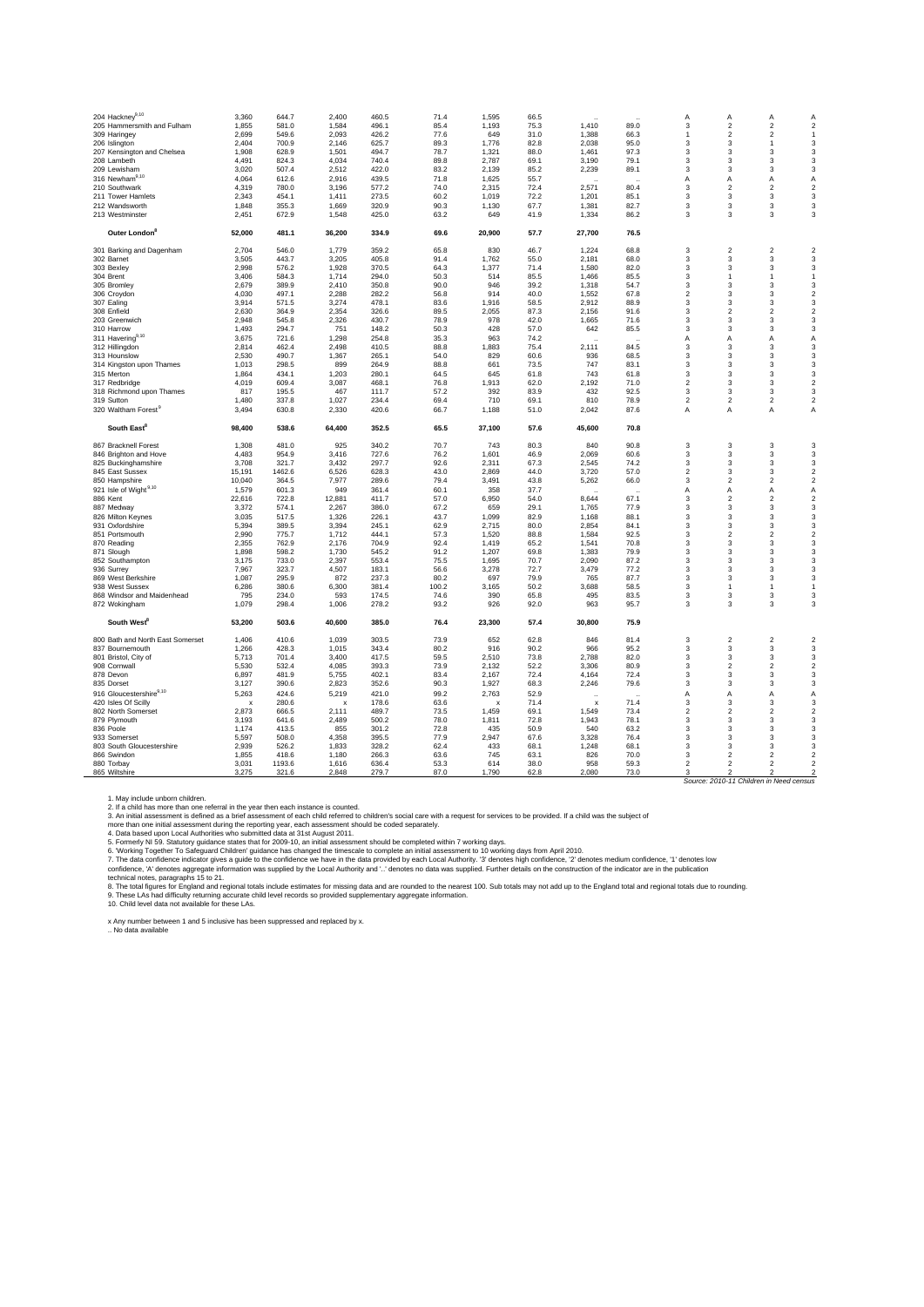| | | | | | | | | | | | | | |
|---|---|---|---|---|---|---|---|---|---|---|---|---|---|
| 204 Hackney[9,10] | 3,360 | 644.7 | 2,400 | 460.5 | 71.4 | 1,595 | 66.5 | .. | .. | A | A | A | A |
| 205 Hammersmith and Fulham | 1,855 | 581.0 | 1,584 | 496.1 | 85.4 | 1,193 | 75.3 | 1,410 | 89.0 | 3 | 2 | 2 | 2 |
| 309 Haringey | 2,699 | 549.6 | 2,093 | 426.2 | 77.6 | 649 | 31.0 | 1,388 | 66.3 | 1 | 2 | 2 | 1 |
| 206 Islington | 2,404 | 700.9 | 2,146 | 625.7 | 89.3 | 1,776 | 82.8 | 2,038 | 95.0 | 3 | 3 | 1 | 3 |
| 207 Kensington and Chelsea | 1,908 | 628.9 | 1,501 | 494.7 | 78.7 | 1,321 | 88.0 | 1,461 | 97.3 | 3 | 3 | 3 | 3 |
| 208 Lambeth | 4,491 | 824.3 | 4,034 | 740.4 | 89.8 | 2,787 | 69.1 | 3,190 | 79.1 | 3 | 3 | 3 | 3 |
| 209 Lewisham | 3,020 | 507.4 | 2,512 | 422.0 | 83.2 | 2,139 | 85.2 | 2,239 | 89.1 | 3 | 3 | 3 | 3 |
| 316 Newham[9,10] | 4,064 | 612.6 | 2,916 | 439.5 | 71.8 | 1,625 | 55.7 | .. | .. | A | A | A | A |
| 210 Southwark | 4,319 | 780.0 | 3,196 | 577.2 | 74.0 | 2,315 | 72.4 | 2,571 | 80.4 | 3 | 2 | 2 | 2 |
| 211 Tower Hamlets | 2,343 | 454.1 | 1,411 | 273.5 | 60.2 | 1,019 | 72.2 | 1,201 | 85.1 | 3 | 3 | 3 | 3 |
| 212 Wandsworth | 1,848 | 355.3 | 1,669 | 320.9 | 90.3 | 1,130 | 67.7 | 1,381 | 82.7 | 3 | 3 | 3 | 3 |
| 213 Westminster | 2,451 | 672.9 | 1,548 | 425.0 | 63.2 | 649 | 41.9 | 1,334 | 86.2 | 3 | 3 | 3 | 3 |
| **Outer London[8]** | **52,000** | **481.1** | **36,200** | **334.9** | **69.6** | **20,900** | **57.7** | **27,700** | **76.5** | | | | |
| 301 Barking and Dagenham | 2,704 | 546.0 | 1,779 | 359.2 | 65.8 | 830 | 46.7 | 1,224 | 68.8 | 3 | 2 | 2 | 2 |
| 302 Barnet | 3,505 | 443.7 | 3,205 | 405.8 | 91.4 | 1,762 | 55.0 | 2,181 | 68.0 | 3 | 3 | 3 | 3 |
| 303 Bexley | 2,998 | 576.2 | 1,928 | 370.5 | 64.3 | 1,377 | 71.4 | 1,580 | 82.0 | 3 | 3 | 3 | 3 |
| 304 Brent | 3,406 | 584.3 | 1,714 | 294.0 | 50.3 | 514 | 85.5 | 1,466 | 85.5 | 3 | 1 | 1 | 1 |
| 305 Bromley | 2,679 | 389.9 | 2,410 | 350.8 | 90.0 | 946 | 39.2 | 1,318 | 54.7 | 3 | 3 | 3 | 3 |
| 306 Croydon | 4,030 | 497.1 | 2,288 | 282.2 | 56.8 | 914 | 40.0 | 1,552 | 67.8 | 2 | 3 | 3 | 2 |
| 307 Ealing | 3,914 | 571.5 | 3,274 | 478.1 | 83.6 | 1,916 | 58.5 | 2,912 | 88.9 | 3 | 3 | 3 | 3 |
| 308 Enfield | 2,630 | 364.9 | 2,354 | 326.6 | 89.5 | 2,055 | 87.3 | 2,156 | 91.6 | 3 | 2 | 2 | 2 |
| 203 Greenwich | 2,948 | 545.8 | 2,326 | 430.7 | 78.9 | 978 | 42.0 | 1,665 | 71.6 | 3 | 3 | 3 | 3 |
| 310 Harrow | 1,493 | 294.7 | 751 | 148.2 | 50.3 | 428 | 57.0 | 642 | 85.5 | 3 | 3 | 3 | 3 |
| 311 Havering[9,10] | 3,675 | 721.6 | 1,298 | 254.8 | 35.3 | 963 | 74.2 | .. | .. | A | A | A | A |
| 312 Hillingdon | 2,814 | 462.4 | 2,498 | 410.5 | 88.8 | 1,883 | 75.4 | 2,111 | 84.5 | 3 | 3 | 3 | 3 |
| 313 Hounslow | 2,530 | 490.7 | 1,367 | 265.1 | 54.0 | 829 | 60.6 | 936 | 68.5 | 3 | 3 | 3 | 3 |
| 314 Kingston upon Thames | 1,013 | 298.5 | 899 | 264.9 | 88.8 | 661 | 73.5 | 747 | 83.1 | 3 | 3 | 3 | 3 |
| 315 Merton | 1,864 | 434.1 | 1,203 | 280.1 | 64.5 | 645 | 61.8 | 743 | 61.8 | 3 | 3 | 3 | 3 |
| 317 Redbridge | 4,019 | 609.4 | 3,087 | 468.1 | 76.8 | 1,913 | 62.0 | 2,192 | 71.0 | 2 | 3 | 3 | 2 |
| 318 Richmond upon Thames | 817 | 195.5 | 467 | 111.7 | 57.2 | 392 | 83.9 | 432 | 92.5 | 3 | 3 | 3 | 3 |
| 319 Sutton | 1,480 | 337.8 | 1,027 | 234.4 | 69.4 | 710 | 69.1 | 810 | 78.9 | 2 | 2 | 2 | 2 |
| 320 Waltham Forest[9] | 3,494 | 630.8 | 2,330 | 420.6 | 66.7 | 1,188 | 51.0 | 2,042 | 87.6 | A | A | A | A |
| **South East[8]** | **98,400** | **538.6** | **64,400** | **352.5** | **65.5** | **37,100** | **57.6** | **45,600** | **70.8** | | | | |
| 867 Bracknell Forest | 1,308 | 481.0 | 925 | 340.2 | 70.7 | 743 | 80.3 | 840 | 90.8 | 3 | 3 | 3 | 3 |
| 846 Brighton and Hove | 4,483 | 954.9 | 3,416 | 727.6 | 76.2 | 1,601 | 46.9 | 2,069 | 60.6 | 3 | 3 | 3 | 3 |
| 825 Buckinghamshire | 3,708 | 321.7 | 3,432 | 297.7 | 92.6 | 2,311 | 67.3 | 2,545 | 74.2 | 3 | 3 | 3 | 3 |
| 845 East Sussex | 15,191 | 1462.6 | 6,526 | 628.3 | 43.0 | 2,869 | 44.0 | 3,720 | 57.0 | 2 | 3 | 3 | 2 |
| 850 Hampshire | 10,040 | 364.5 | 7,977 | 289.6 | 79.4 | 3,491 | 43.8 | 5,262 | 66.0 | 3 | 2 | 2 | 2 |
| 921 Isle of Wight[9,10] | 1,579 | 601.3 | 949 | 361.4 | 60.1 | 358 | 37.7 | .. | .. | A | A | A | A |
| 886 Kent | 22,616 | 722.8 | 12,881 | 411.7 | 57.0 | 6,950 | 54.0 | 8,644 | 67.1 | 3 | 2 | 2 | 2 |
| 887 Medway | 3,372 | 574.1 | 2,267 | 386.0 | 67.2 | 659 | 29.1 | 1,765 | 77.9 | 3 | 3 | 3 | 3 |
| 826 Milton Keynes | 3,035 | 517.5 | 1,326 | 226.1 | 43.7 | 1,099 | 82.9 | 1,168 | 88.1 | 3 | 3 | 3 | 3 |
| 931 Oxfordshire | 5,394 | 389.5 | 3,394 | 245.1 | 62.9 | 2,715 | 80.0 | 2,854 | 84.1 | 3 | 3 | 3 | 3 |
| 851 Portsmouth | 2,990 | 775.7 | 1,712 | 444.1 | 57.3 | 1,520 | 88.8 | 1,584 | 92.5 | 3 | 2 | 2 | 2 |
| 870 Reading | 2,355 | 762.9 | 2,176 | 704.9 | 92.4 | 1,419 | 65.2 | 1,541 | 70.8 | 3 | 3 | 3 | 3 |
| 871 Slough | 1,898 | 598.2 | 1,730 | 545.2 | 91.2 | 1,207 | 69.8 | 1,383 | 79.9 | 3 | 3 | 3 | 3 |
| 852 Southampton | 3,175 | 733.0 | 2,397 | 553.4 | 75.5 | 1,695 | 70.7 | 2,090 | 87.2 | 3 | 3 | 3 | 3 |
| 936 Surrey | 7,967 | 323.7 | 4,507 | 183.1 | 56.6 | 3,278 | 72.7 | 3,479 | 77.2 | 3 | 3 | 3 | 3 |
| 869 West Berkshire | 1,087 | 295.9 | 872 | 237.3 | 80.2 | 697 | 79.9 | 765 | 87.7 | 3 | 3 | 3 | 3 |
| 938 West Sussex | 6,286 | 380.6 | 6,300 | 381.4 | 100.2 | 3,165 | 50.2 | 3,688 | 58.5 | 3 | 1 | 1 | 1 |
| 868 Windsor and Maidenhead | 795 | 234.0 | 593 | 174.5 | 74.6 | 390 | 65.8 | 495 | 83.5 | 3 | 3 | 3 | 3 |
| 872 Wokingham | 1,079 | 298.4 | 1,006 | 278.2 | 93.2 | 926 | 92.0 | 963 | 95.7 | 3 | 3 | 3 | 3 |
| **South West[8]** | **53,200** | **503.6** | **40,600** | **385.0** | **76.4** | **23,300** | **57.4** | **30,800** | **75.9** | | | | |
| 800 Bath and North East Somerset | 1,406 | 410.6 | 1,039 | 303.5 | 73.9 | 652 | 62.8 | 846 | 81.4 | 3 | 2 | 2 | 2 |
| 837 Bournemouth | 1,266 | 428.3 | 1,015 | 343.4 | 80.2 | 916 | 90.2 | 966 | 95.2 | 3 | 3 | 3 | 3 |
| 801 Bristol, City of | 5,713 | 701.4 | 3,400 | 417.5 | 59.5 | 2,510 | 73.8 | 2,788 | 82.0 | 3 | 3 | 3 | 3 |
| 908 Cornwall | 5,530 | 532.4 | 4,085 | 393.3 | 73.9 | 2,132 | 52.2 | 3,306 | 80.9 | 3 | 2 | 2 | 2 |
| 878 Devon | 6,897 | 481.9 | 5,755 | 402.1 | 83.4 | 2,167 | 72.4 | 4,164 | 72.4 | 3 | 3 | 3 | 3 |
| 835 Dorset | 3,127 | 390.6 | 2,823 | 352.6 | 90.3 | 1,927 | 68.3 | 2,246 | 79.6 | 3 | 3 | 3 | 3 |
| 916 Gloucestershire[9,10] | 5,263 | 424.6 | 5,219 | 421.0 | 99.2 | 2,763 | 52.9 | .. | .. | A | A | A | A |
| 420 Isles Of Scilly | x | 280.6 | x | 178.6 | 63.6 | x | 71.4 | x | 71.4 | 3 | 3 | 3 | 3 |
| 802 North Somerset | 2,873 | 666.5 | 2,111 | 489.7 | 73.5 | 1,459 | 69.1 | 1,549 | 73.4 | 2 | 2 | 2 | 2 |
| 879 Plymouth | 3,193 | 641.6 | 2,489 | 500.2 | 78.0 | 1,811 | 72.8 | 1,943 | 78.1 | 3 | 3 | 3 | 3 |
| 836 Poole | 1,174 | 413.5 | 855 | 301.2 | 72.8 | 435 | 50.9 | 540 | 63.2 | 3 | 3 | 3 | 3 |
| 933 Somerset | 5,597 | 508.0 | 4,358 | 395.5 | 77.9 | 2,947 | 67.6 | 3,328 | 76.4 | 3 | 3 | 3 | 3 |
| 803 South Gloucestershire | 2,939 | 526.2 | 1,833 | 328.2 | 62.4 | 433 | 68.1 | 1,248 | 68.1 | 3 | 3 | 3 | 3 |
| 866 Swindon | 1,855 | 418.6 | 1,180 | 266.3 | 63.6 | 745 | 63.1 | 826 | 70.0 | 3 | 2 | 2 | 2 |
| 880 Torbay | 3,031 | 1193.6 | 1,616 | 636.4 | 53.3 | 614 | 38.0 | 958 | 59.3 | 2 | 2 | 2 | 2 |
| 865 Wiltshire | 3,275 | 321.6 | 2,848 | 279.7 | 87.0 | 1,790 | 62.8 | 2,080 | 73.0 | 3 | 2 | 2 | 2 |

*Source: 2010-11 Children in Need census*

1. May include unborn children.
2. If a child has more than one referral in the year then each instance is counted.
3. An initial assessment is defined as a brief assessment of each child referred to children's social care with a request for services to be provided. If a child was the subject of more than one initial assessment during the reporting year, each assessment should be coded separately.
4. Data based upon Local Authorities who submitted data at 31st August 2011.
5. Formerly NI 59. Statutory guidance states that for 2009-10, an initial assessment should be completed within 7 working days.
6. 'Working Together To Safeguard Children' guidance has changed the timescale to complete an initial assessment to 10 working days from April 2010.
7. The data confidence indicator gives a guide to the confidence we have in the data provided by each Local Authority. '3' denotes high confidence, '2' denotes medium confidence, '1' denotes low confidence, 'A' denotes aggregate information was supplied by the Local Authority and '..' denotes no data was supplied. Further details on the construction of the indicator are in the publication technical notes, paragraphs 15 to 21.
8. The total figures for England and regional totals include estimates for missing data and are rounded to the nearest 100. Sub totals may not add up to the England total and regional totals due to rounding.
9. These LAs had difficulty returning accurate child level records so provided supplementary aggregate information.
10. Child level data not available for these LAs.

x Any number between 1 and 5 inclusive has been suppressed and replaced by x.
.. No data available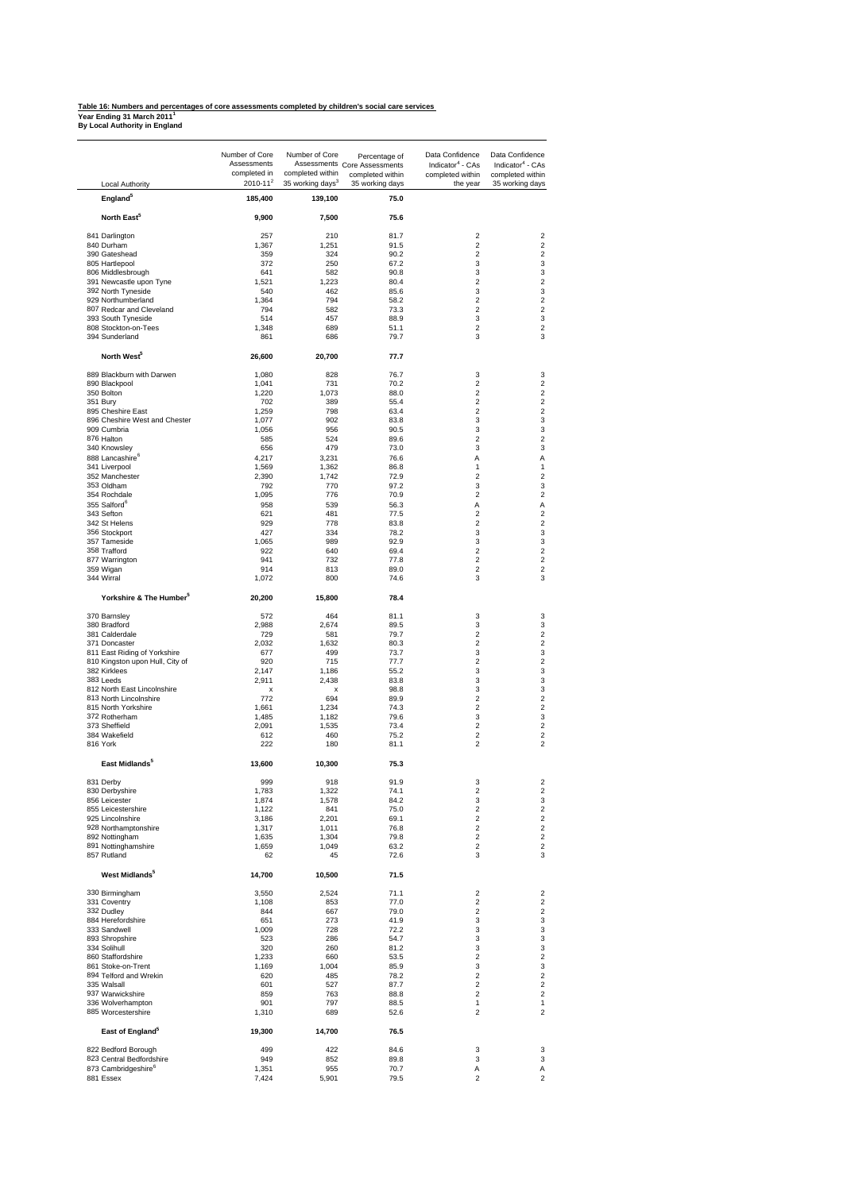**Table 16: Numbers and percentages of core assessments completed by children's social care services**
**Year Ending 31 March 2011[1]**
**By Local Authority in England**

| Local Authority | Number of Core Assessments completed in 2010-11[2] | Number of Core Assessments completed within 35 working days[3] | Percentage of Core Assessments completed within 35 working days | Data Confidence Indicator[4] - CAs completed within the year | Data Confidence Indicator[4] - CAs completed within 35 working days |
|---|---|---|---|---|---|
| **England[5]** | **185,400** | **139,100** | **75.0** | | |
| **North East[5]** | **9,900** | **7,500** | **75.6** | | |
| 841 Darlington | 257 | 210 | 81.7 | 2 | 2 |
| 840 Durham | 1,367 | 1,251 | 91.5 | 2 | 2 |
| 390 Gateshead | 359 | 324 | 90.2 | 2 | 2 |
| 805 Hartlepool | 372 | 250 | 67.2 | 3 | 3 |
| 806 Middlesbrough | 641 | 582 | 90.8 | 3 | 3 |
| 391 Newcastle upon Tyne | 1,521 | 1,223 | 80.4 | 2 | 2 |
| 392 North Tyneside | 540 | 462 | 85.6 | 3 | 3 |
| 929 Northumberland | 1,364 | 794 | 58.2 | 2 | 2 |
| 807 Redcar and Cleveland | 794 | 582 | 73.3 | 2 | 2 |
| 393 South Tyneside | 514 | 457 | 88.9 | 3 | 3 |
| 808 Stockton-on-Tees | 1,348 | 689 | 51.1 | 2 | 2 |
| 394 Sunderland | 861 | 686 | 79.7 | 3 | 3 |
| **North West[5]** | **26,600** | **20,700** | **77.7** | | |
| 889 Blackburn with Darwen | 1,080 | 828 | 76.7 | 3 | 3 |
| 890 Blackpool | 1,041 | 731 | 70.2 | 2 | 2 |
| 350 Bolton | 1,220 | 1,073 | 88.0 | 2 | 2 |
| 351 Bury | 702 | 389 | 55.4 | 2 | 2 |
| 895 Cheshire East | 1,259 | 798 | 63.4 | 2 | 2 |
| 896 Cheshire West and Chester | 1,077 | 902 | 83.8 | 3 | 3 |
| 909 Cumbria | 1,056 | 956 | 90.5 | 3 | 3 |
| 876 Halton | 585 | 524 | 89.6 | 2 | 2 |
| 340 Knowsley | 656 | 479 | 73.0 | 3 | 3 |
| 888 Lancashire[6] | 4,217 | 3,231 | 76.6 | A | A |
| 341 Liverpool | 1,569 | 1,362 | 86.8 | 1 | 1 |
| 352 Manchester | 2,390 | 1,742 | 72.9 | 2 | 2 |
| 353 Oldham | 792 | 770 | 97.2 | 3 | 3 |
| 354 Rochdale | 1,095 | 776 | 70.9 | 2 | 2 |
| 355 Salford[6] | 958 | 539 | 56.3 | A | A |
| 343 Sefton | 621 | 481 | 77.5 | 2 | 2 |
| 342 St Helens | 929 | 778 | 83.8 | 2 | 2 |
| 356 Stockport | 427 | 334 | 78.2 | 3 | 3 |
| 357 Tameside | 1,065 | 989 | 92.9 | 3 | 3 |
| 358 Trafford | 922 | 640 | 69.4 | 2 | 2 |
| 877 Warrington | 941 | 732 | 77.8 | 2 | 2 |
| 359 Wigan | 914 | 813 | 89.0 | 2 | 2 |
| 344 Wirral | 1,072 | 800 | 74.6 | 3 | 3 |
| **Yorkshire & The Humber[5]** | **20,200** | **15,800** | **78.4** | | |
| 370 Barnsley | 572 | 464 | 81.1 | 3 | 3 |
| 380 Bradford | 2,988 | 2,674 | 89.5 | 3 | 3 |
| 381 Calderdale | 729 | 581 | 79.7 | 2 | 2 |
| 371 Doncaster | 2,032 | 1,632 | 80.3 | 2 | 2 |
| 811 East Riding of Yorkshire | 677 | 499 | 73.7 | 3 | 3 |
| 810 Kingston upon Hull, City of | 920 | 715 | 77.7 | 2 | 2 |
| 382 Kirklees | 2,147 | 1,186 | 55.2 | 3 | 3 |
| 383 Leeds | 2,911 | 2,438 | 83.8 | 3 | 3 |
| 812 North East Lincolnshire | x | x | 98.8 | 3 | 3 |
| 813 North Lincolnshire | 772 | 694 | 89.9 | 2 | 2 |
| 815 North Yorkshire | 1,661 | 1,234 | 74.3 | 2 | 2 |
| 372 Rotherham | 1,485 | 1,182 | 79.6 | 3 | 3 |
| 373 Sheffield | 2,091 | 1,535 | 73.4 | 2 | 2 |
| 384 Wakefield | 612 | 460 | 75.2 | 2 | 2 |
| 816 York | 222 | 180 | 81.1 | 2 | 2 |
| **East Midlands[5]** | **13,600** | **10,300** | **75.3** | | |
| 831 Derby | 999 | 918 | 91.9 | 3 | 2 |
| 830 Derbyshire | 1,783 | 1,322 | 74.1 | 2 | 2 |
| 856 Leicester | 1,874 | 1,578 | 84.2 | 3 | 3 |
| 855 Leicestershire | 1,122 | 841 | 75.0 | 2 | 2 |
| 925 Lincolnshire | 3,186 | 2,201 | 69.1 | 2 | 2 |
| 928 Northamptonshire | 1,317 | 1,011 | 76.8 | 2 | 2 |
| 892 Nottingham | 1,635 | 1,304 | 79.8 | 2 | 2 |
| 891 Nottinghamshire | 1,659 | 1,049 | 63.2 | 2 | 2 |
| 857 Rutland | 62 | 45 | 72.6 | 3 | 3 |
| **West Midlands[5]** | **14,700** | **10,500** | **71.5** | | |
| 330 Birmingham | 3,550 | 2,524 | 71.1 | 2 | 2 |
| 331 Coventry | 1,108 | 853 | 77.0 | 2 | 2 |
| 332 Dudley | 844 | 667 | 79.0 | 2 | 2 |
| 884 Herefordshire | 651 | 273 | 41.9 | 3 | 3 |
| 333 Sandwell | 1,009 | 728 | 72.2 | 3 | 3 |
| 893 Shropshire | 523 | 286 | 54.7 | 3 | 3 |
| 334 Solihull | 320 | 260 | 81.2 | 3 | 3 |
| 860 Staffordshire | 1,233 | 660 | 53.5 | 2 | 2 |
| 861 Stoke-on-Trent | 1,169 | 1,004 | 85.9 | 3 | 3 |
| 894 Telford and Wrekin | 620 | 485 | 78.2 | 2 | 2 |
| 335 Walsall | 601 | 527 | 87.7 | 2 | 2 |
| 937 Warwickshire | 859 | 763 | 88.8 | 2 | 2 |
| 336 Wolverhampton | 901 | 797 | 88.5 | 1 | 1 |
| 885 Worcestershire | 1,310 | 689 | 52.6 | 2 | 2 |
| **East of England[5]** | **19,300** | **14,700** | **76.5** | | |
| 822 Bedford Borough | 499 | 422 | 84.6 | 3 | 3 |
| 823 Central Bedfordshire | 949 | 852 | 89.8 | 3 | 3 |
| 873 Cambridgeshire[6] | 1,351 | 955 | 70.7 | A | A |
| 881 Essex | 7,424 | 5,901 | 79.5 | 2 | 2 |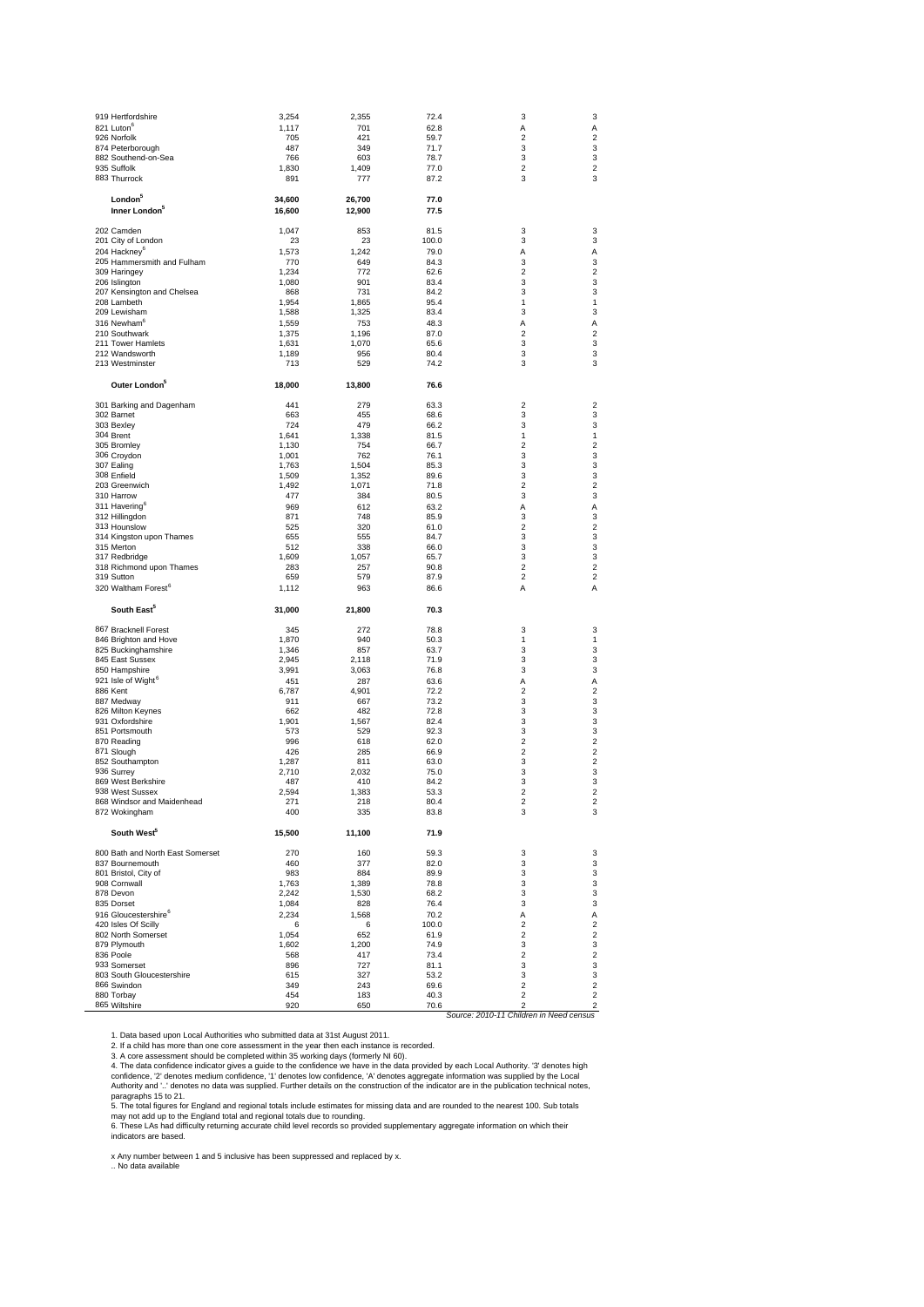| | | | | | |
|---|---|---|---|---|---|
| 919 Hertfordshire | 3,254 | 2,355 | 72.4 | 3 | 3 |
| 821 Luton[6] | 1,117 | 701 | 62.8 | A | A |
| 926 Norfolk | 705 | 421 | 59.7 | 2 | 2 |
| 874 Peterborough | 487 | 349 | 71.7 | 3 | 3 |
| 882 Southend-on-Sea | 766 | 603 | 78.7 | 3 | 3 |
| 935 Suffolk | 1,830 | 1,409 | 77.0 | 2 | 2 |
| 883 Thurrock | 891 | 777 | 87.2 | 3 | 3 |
| **London[5]** | **34,600** | **26,700** | **77.0** | | |
| **Inner London[5]** | **16,600** | **12,900** | **77.5** | | |
| 202 Camden | 1,047 | 853 | 81.5 | 3 | 3 |
| 201 City of London | 23 | 23 | 100.0 | 3 | 3 |
| 204 Hackney[6] | 1,573 | 1,242 | 79.0 | A | A |
| 205 Hammersmith and Fulham | 770 | 649 | 84.3 | 3 | 3 |
| 309 Haringey | 1,234 | 772 | 62.6 | 2 | 2 |
| 206 Islington | 1,080 | 901 | 83.4 | 3 | 3 |
| 207 Kensington and Chelsea | 868 | 731 | 84.2 | 3 | 3 |
| 208 Lambeth | 1,954 | 1,865 | 95.4 | 1 | 1 |
| 209 Lewisham | 1,588 | 1,325 | 83.4 | 3 | 3 |
| 316 Newham[6] | 1,559 | 753 | 48.3 | A | A |
| 210 Southwark | 1,375 | 1,196 | 87.0 | 2 | 2 |
| 211 Tower Hamlets | 1,631 | 1,070 | 65.6 | 3 | 3 |
| 212 Wandsworth | 1,189 | 956 | 80.4 | 3 | 3 |
| 213 Westminster | 713 | 529 | 74.2 | 3 | 3 |
| **Outer London[5]** | **18,000** | **13,800** | **76.6** | | |
| 301 Barking and Dagenham | 441 | 279 | 63.3 | 2 | 2 |
| 302 Barnet | 663 | 455 | 68.6 | 3 | 3 |
| 303 Bexley | 724 | 479 | 66.2 | 3 | 3 |
| 304 Brent | 1,641 | 1,338 | 81.5 | 1 | 1 |
| 305 Bromley | 1,130 | 754 | 66.7 | 2 | 2 |
| 306 Croydon | 1,001 | 762 | 76.1 | 3 | 3 |
| 307 Ealing | 1,763 | 1,504 | 85.3 | 3 | 3 |
| 308 Enfield | 1,509 | 1,352 | 89.6 | 3 | 3 |
| 203 Greenwich | 1,492 | 1,071 | 71.8 | 2 | 2 |
| 310 Harrow | 477 | 384 | 80.5 | 3 | 3 |
| 311 Havering[6] | 969 | 612 | 63.2 | A | A |
| 312 Hillingdon | 871 | 748 | 85.9 | 3 | 3 |
| 313 Hounslow | 525 | 320 | 61.0 | 2 | 2 |
| 314 Kingston upon Thames | 655 | 555 | 84.7 | 3 | 3 |
| 315 Merton | 512 | 338 | 66.0 | 3 | 3 |
| 317 Redbridge | 1,609 | 1,057 | 65.7 | 3 | 3 |
| 318 Richmond upon Thames | 283 | 257 | 90.8 | 2 | 2 |
| 319 Sutton | 659 | 579 | 87.9 | 2 | 2 |
| 320 Waltham Forest[6] | 1,112 | 963 | 86.6 | A | A |
| **South East[5]** | **31,000** | **21,800** | **70.3** | | |
| 867 Bracknell Forest | 345 | 272 | 78.8 | 3 | 3 |
| 846 Brighton and Hove | 1,870 | 940 | 50.3 | 1 | 1 |
| 825 Buckinghamshire | 1,346 | 857 | 63.7 | 3 | 3 |
| 845 East Sussex | 2,945 | 2,118 | 71.9 | 3 | 3 |
| 850 Hampshire | 3,991 | 3,063 | 76.8 | 3 | 3 |
| 921 Isle of Wight[6] | 451 | 287 | 63.6 | A | A |
| 886 Kent | 6,787 | 4,901 | 72.2 | 2 | 2 |
| 887 Medway | 911 | 667 | 73.2 | 3 | 3 |
| 826 Milton Keynes | 662 | 482 | 72.8 | 3 | 3 |
| 931 Oxfordshire | 1,901 | 1,567 | 82.4 | 3 | 3 |
| 851 Portsmouth | 573 | 529 | 92.3 | 3 | 3 |
| 870 Reading | 996 | 618 | 62.0 | 2 | 2 |
| 871 Slough | 426 | 285 | 66.9 | 2 | 2 |
| 852 Southampton | 1,287 | 811 | 63.0 | 3 | 2 |
| 936 Surrey | 2,710 | 2,032 | 75.0 | 3 | 3 |
| 869 West Berkshire | 487 | 410 | 84.2 | 3 | 3 |
| 938 West Sussex | 2,594 | 1,383 | 53.3 | 2 | 2 |
| 868 Windsor and Maidenhead | 271 | 218 | 80.4 | 2 | 2 |
| 872 Wokingham | 400 | 335 | 83.8 | 3 | 3 |
| **South West[5]** | **15,500** | **11,100** | **71.9** | | |
| 800 Bath and North East Somerset | 270 | 160 | 59.3 | 3 | 3 |
| 837 Bournemouth | 460 | 377 | 82.0 | 3 | 3 |
| 801 Bristol, City of | 983 | 884 | 89.9 | 3 | 3 |
| 908 Cornwall | 1,763 | 1,389 | 78.8 | 3 | 3 |
| 878 Devon | 2,242 | 1,530 | 68.2 | 3 | 3 |
| 835 Dorset | 1,084 | 828 | 76.4 | 3 | 3 |
| 916 Gloucestershire[6] | 2,234 | 1,568 | 70.2 | A | A |
| 420 Isles Of Scilly | 6 | 6 | 100.0 | 2 | 2 |
| 802 North Somerset | 1,054 | 652 | 61.9 | 2 | 2 |
| 879 Plymouth | 1,602 | 1,200 | 74.9 | 3 | 3 |
| 836 Poole | 568 | 417 | 73.4 | 2 | 2 |
| 933 Somerset | 896 | 727 | 81.1 | 3 | 3 |
| 803 South Gloucestershire | 615 | 327 | 53.2 | 3 | 3 |
| 866 Swindon | 349 | 243 | 69.6 | 2 | 2 |
| 880 Torbay | 454 | 183 | 40.3 | 2 | 2 |
| 865 Wiltshire | 920 | 650 | 70.6 | 2 | 2 |

*Source: 2010-11 Children in Need census*

1. Data based upon Local Authorities who submitted data at 31st August 2011.
2. If a child has more than one core assessment in the year then each instance is recorded.
3. A core assessment should be completed within 35 working days (formerly NI 60).
4. The data confidence indicator gives a guide to the confidence we have in the data provided by each Local Authority. '3' denotes high confidence, '2' denotes medium confidence, '1' denotes low confidence, 'A' denotes aggregate information was supplied by the Local Authority and '..' denotes no data was supplied. Further details on the construction of the indicator are in the publication technical notes, paragraphs 15 to 21.
5. The total figures for England and regional totals include estimates for missing data and are rounded to the nearest 100. Sub totals may not add up to the England total and regional totals due to rounding.
6. These LAs had difficulty returning accurate child level records so provided supplementary aggregate information on which their indicators are based.

x Any number between 1 and 5 inclusive has been suppressed and replaced by x.
.. No data available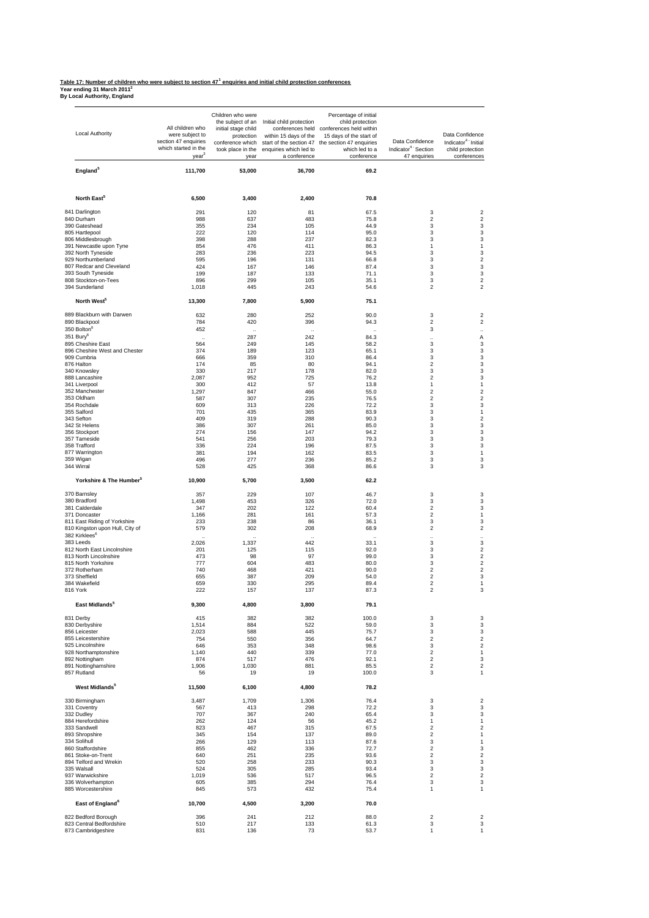**Table 17: Number of children who were subject to section 47[1] enquiries and initial child protection conferences**
**Year ending 31 March 2011[2]**
**By Local Authority, England**

| Local Authority | All children who were subject to section 47 enquiries which started in the year[3] | Children who were the subject of an initial stage child protection conference which took place in the year | Initial child protection conferences held within 15 days of the start of the section 47 enquiries which led to a conference | Percentage of initial child protection conferences held within 15 days of the start of the section 47 enquiries which led to a conference | Data Confidence Indicator[4] - Section 47 enquiries | Data Confidence Indicator[4] - Initial child protection conferences |
|---|---|---|---|---|---|---|
| **England[5]** | **111,700** | **53,000** | **36,700** | **69.2** | | |
| **North East[5]** | **6,500** | **3,400** | **2,400** | **70.8** | | |
| 841 Darlington | 291 | 120 | 81 | 67.5 | 3 | 2 |
| 840 Durham | 988 | 637 | 483 | 75.8 | 2 | 2 |
| 390 Gateshead | 355 | 234 | 105 | 44.9 | 3 | 3 |
| 805 Hartlepool | 222 | 120 | 114 | 95.0 | 3 | 3 |
| 806 Middlesbrough | 398 | 288 | 237 | 82.3 | 3 | 3 |
| 391 Newcastle upon Tyne | 854 | 476 | 411 | 86.3 | 1 | 1 |
| 392 North Tyneside | 283 | 236 | 223 | 94.5 | 3 | 3 |
| 929 Northumberland | 595 | 196 | 131 | 66.8 | 3 | 2 |
| 807 Redcar and Cleveland | 424 | 167 | 146 | 87.4 | 3 | 3 |
| 393 South Tyneside | 199 | 187 | 133 | 71.1 | 3 | 3 |
| 808 Stockton-on-Tees | 896 | 299 | 105 | 35.1 | 3 | 2 |
| 394 Sunderland | 1,018 | 445 | 243 | 54.6 | 2 | 2 |
| **North West[5]** | **13,300** | **7,800** | **5,900** | **75.1** | | |
| 889 Blackburn with Darwen | 632 | 280 | 252 | 90.0 | 3 | 2 |
| 890 Blackpool | 784 | 420 | 396 | 94.3 | 2 | 2 |
| 350 Bolton[6] | 452 | .. | .. | .. | 3 | .. |
| 351 Bury[6] | .. | 287 | 242 | 84.3 | .. | A |
| 895 Cheshire East | 564 | 249 | 145 | 58.2 | 3 | 3 |
| 896 Cheshire West and Chester | 374 | 189 | 123 | 65.1 | 3 | 3 |
| 909 Cumbria | 666 | 359 | 310 | 86.4 | 3 | 3 |
| 876 Halton | 174 | 85 | 80 | 94.1 | 2 | 3 |
| 340 Knowsley | 330 | 217 | 178 | 82.0 | 3 | 3 |
| 888 Lancashire | 2,087 | 952 | 725 | 76.2 | 2 | 3 |
| 341 Liverpool | 300 | 412 | 57 | 13.8 | 1 | 1 |
| 352 Manchester | 1,297 | 847 | 466 | 55.0 | 2 | 2 |
| 353 Oldham | 587 | 307 | 235 | 76.5 | 2 | 2 |
| 354 Rochdale | 609 | 313 | 226 | 72.2 | 3 | 3 |
| 355 Salford | 701 | 435 | 365 | 83.9 | 3 | 1 |
| 343 Sefton | 409 | 319 | 288 | 90.3 | 3 | 2 |
| 342 St Helens | 386 | 307 | 261 | 85.0 | 3 | 3 |
| 356 Stockport | 274 | 156 | 147 | 94.2 | 3 | 3 |
| 357 Tameside | 541 | 256 | 203 | 79.3 | 3 | 3 |
| 358 Trafford | 336 | 224 | 196 | 87.5 | 3 | 3 |
| 877 Warrington | 381 | 194 | 162 | 83.5 | 3 | 1 |
| 359 Wigan | 496 | 277 | 236 | 85.2 | 3 | 3 |
| 344 Wirral | 528 | 425 | 368 | 86.6 | 3 | 3 |
| **Yorkshire & The Humber[5]** | **10,900** | **5,700** | **3,500** | **62.2** | | |
| 370 Barnsley | 357 | 229 | 107 | 46.7 | 3 | 3 |
| 380 Bradford | 1,498 | 453 | 326 | 72.0 | 3 | 3 |
| 381 Calderdale | 347 | 202 | 122 | 60.4 | 2 | 3 |
| 371 Doncaster | 1,166 | 281 | 161 | 57.3 | 2 | 1 |
| 811 East Riding of Yorkshire | 233 | 238 | 86 | 36.1 | 3 | 3 |
| 810 Kingston upon Hull, City of | 579 | 302 | 208 | 68.9 | 2 | 2 |
| 382 Kirklees[6] | .. | .. | .. | .. | .. | .. |
| 383 Leeds | 2,026 | 1,337 | 442 | 33.1 | 3 | 3 |
| 812 North East Lincolnshire | 201 | 125 | 115 | 92.0 | 3 | 2 |
| 813 North Lincolnshire | 473 | 98 | 97 | 99.0 | 3 | 2 |
| 815 North Yorkshire | 777 | 604 | 483 | 80.0 | 3 | 2 |
| 372 Rotherham | 740 | 468 | 421 | 90.0 | 2 | 2 |
| 373 Sheffield | 655 | 387 | 209 | 54.0 | 2 | 3 |
| 384 Wakefield | 659 | 330 | 295 | 89.4 | 2 | 1 |
| 816 York | 222 | 157 | 137 | 87.3 | 2 | 3 |
| **East Midlands[5]** | **9,300** | **4,800** | **3,800** | **79.1** | | |
| 831 Derby | 415 | 382 | 382 | 100.0 | 3 | 3 |
| 830 Derbyshire | 1,514 | 884 | 522 | 59.0 | 3 | 3 |
| 856 Leicester | 2,023 | 588 | 445 | 75.7 | 3 | 3 |
| 855 Leicestershire | 754 | 550 | 356 | 64.7 | 2 | 2 |
| 925 Lincolnshire | 646 | 353 | 348 | 98.6 | 3 | 2 |
| 928 Northamptonshire | 1,140 | 440 | 339 | 77.0 | 2 | 1 |
| 892 Nottingham | 874 | 517 | 476 | 92.1 | 2 | 3 |
| 891 Nottinghamshire | 1,906 | 1,030 | 881 | 85.5 | 2 | 2 |
| 857 Rutland | 56 | 19 | 19 | 100.0 | 3 | 1 |
| **West Midlands[5]** | **11,500** | **6,100** | **4,800** | **78.2** | | |
| 330 Birmingham | 3,487 | 1,709 | 1,306 | 76.4 | 3 | 2 |
| 331 Coventry | 567 | 413 | 298 | 72.2 | 3 | 3 |
| 332 Dudley | 707 | 367 | 240 | 65.4 | 3 | 3 |
| 884 Herefordshire | 262 | 124 | 56 | 45.2 | 1 | 1 |
| 333 Sandwell | 823 | 467 | 315 | 67.5 | 2 | 2 |
| 893 Shropshire | 345 | 154 | 137 | 89.0 | 2 | 1 |
| 334 Solihull | 266 | 129 | 113 | 87.6 | 3 | 1 |
| 860 Staffordshire | 855 | 462 | 336 | 72.7 | 2 | 3 |
| 861 Stoke-on-Trent | 640 | 251 | 235 | 93.6 | 2 | 2 |
| 894 Telford and Wrekin | 520 | 258 | 233 | 90.3 | 3 | 3 |
| 335 Walsall | 524 | 305 | 285 | 93.4 | 3 | 3 |
| 937 Warwickshire | 1,019 | 536 | 517 | 96.5 | 2 | 2 |
| 336 Wolverhampton | 605 | 385 | 294 | 76.4 | 3 | 3 |
| 885 Worcestershire | 845 | 573 | 432 | 75.4 | 1 | 1 |
| **East of England[6]** | **10,700** | **4,500** | **3,200** | **70.0** | | |
| 822 Bedford Borough | 396 | 241 | 212 | 88.0 | 2 | 2 |
| 823 Central Bedfordshire | 510 | 217 | 133 | 61.3 | 3 | 3 |
| 873 Cambridgeshire | 831 | 136 | 73 | 53.7 | 1 | 1 |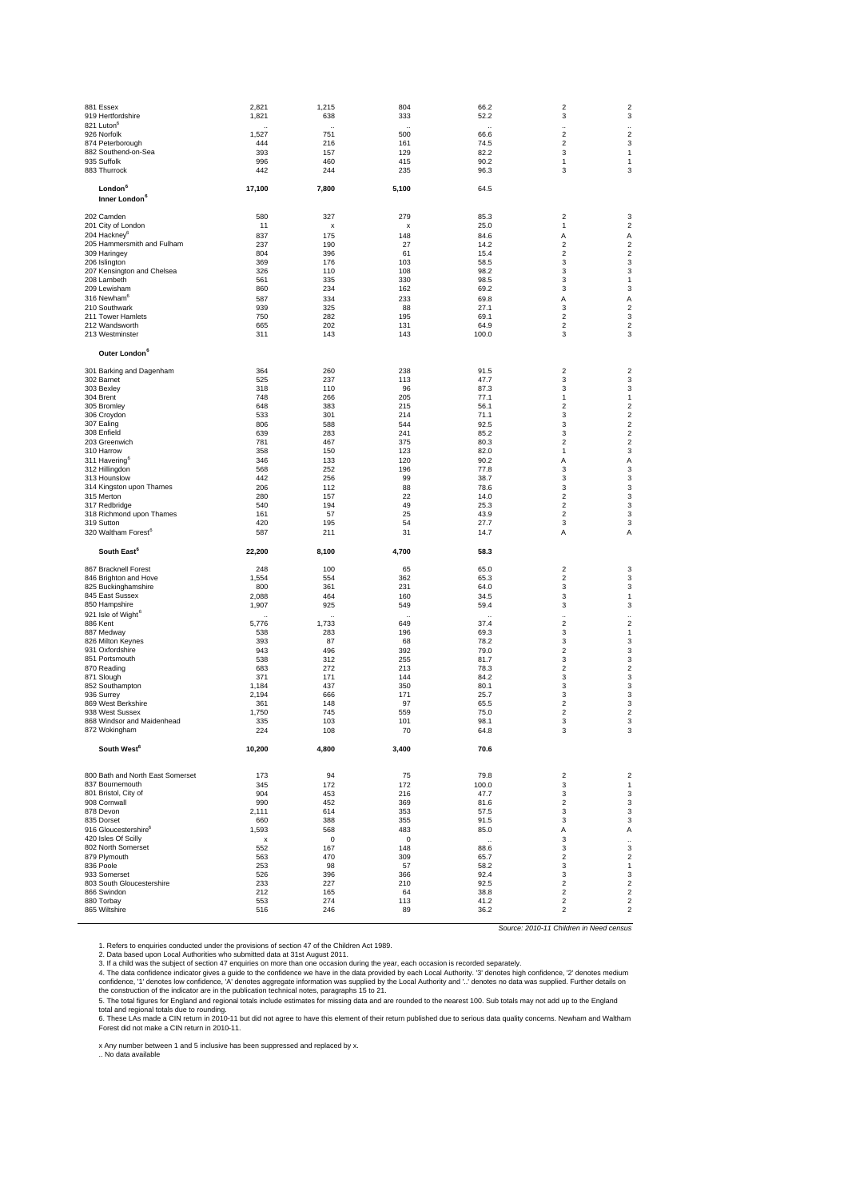| | | | | | | |
|---|---|---|---|---|---|---|
| 881 Essex | 2,821 | 1,215 | 804 | 66.2 | 2 | 2 |
| 919 Hertfordshire | 1,821 | 638 | 333 | 52.2 | 3 | 3 |
| 821 Luton[6] | .. | .. | .. | .. | .. | .. |
| 926 Norfolk | 1,527 | 751 | 500 | 66.6 | 2 | 2 |
| 874 Peterborough | 444 | 216 | 161 | 74.5 | 2 | 3 |
| 882 Southend-on-Sea | 393 | 157 | 129 | 82.2 | 3 | 1 |
| 935 Suffolk | 996 | 460 | 415 | 90.2 | 1 | 1 |
| 883 Thurrock | 442 | 244 | 235 | 96.3 | 3 | 3 |
| **London[6]** | **17,100** | **7,800** | **5,100** | **64.5** | | |
| **Inner London[6]** | | | | | | |
| 202 Camden | 580 | 327 | 279 | 85.3 | 2 | 3 |
| 201 City of London | 11 | x | x | 25.0 | 1 | 2 |
| 204 Hackney[6] | 837 | 175 | 148 | 84.6 | A | A |
| 205 Hammersmith and Fulham | 237 | 190 | 27 | 14.2 | 2 | 2 |
| 309 Haringey | 804 | 396 | 61 | 15.4 | 2 | 2 |
| 206 Islington | 369 | 176 | 103 | 58.5 | 3 | 3 |
| 207 Kensington and Chelsea | 326 | 110 | 108 | 98.2 | 3 | 3 |
| 208 Lambeth | 561 | 335 | 330 | 98.5 | 3 | 1 |
| 209 Lewisham | 860 | 234 | 162 | 69.2 | 3 | 3 |
| 316 Newham[6] | 587 | 334 | 233 | 69.8 | A | A |
| 210 Southwark | 939 | 325 | 88 | 27.1 | 3 | 2 |
| 211 Tower Hamlets | 750 | 282 | 195 | 69.1 | 2 | 3 |
| 212 Wandsworth | 665 | 202 | 131 | 64.9 | 2 | 2 |
| 213 Westminster | 311 | 143 | 143 | 100.0 | 3 | 3 |
| **Outer London[6]** | | | | | | |
| 301 Barking and Dagenham | 364 | 260 | 238 | 91.5 | 2 | 2 |
| 302 Barnet | 525 | 237 | 113 | 47.7 | 3 | 3 |
| 303 Bexley | 318 | 110 | 96 | 87.3 | 3 | 3 |
| 304 Brent | 748 | 266 | 205 | 77.1 | 1 | 1 |
| 305 Bromley | 648 | 383 | 215 | 56.1 | 2 | 2 |
| 306 Croydon | 533 | 301 | 214 | 71.1 | 3 | 2 |
| 307 Ealing | 806 | 588 | 544 | 92.5 | 3 | 2 |
| 308 Enfield | 639 | 283 | 241 | 85.2 | 3 | 2 |
| 203 Greenwich | 781 | 467 | 375 | 80.3 | 2 | 2 |
| 310 Harrow | 358 | 150 | 123 | 82.0 | 1 | 3 |
| 311 Havering[6] | 346 | 133 | 120 | 90.2 | A | A |
| 312 Hillingdon | 568 | 252 | 196 | 77.8 | 3 | 3 |
| 313 Hounslow | 442 | 256 | 99 | 38.7 | 3 | 3 |
| 314 Kingston upon Thames | 206 | 112 | 88 | 78.6 | 3 | 3 |
| 315 Merton | 280 | 157 | 22 | 14.0 | 2 | 3 |
| 317 Redbridge | 540 | 194 | 49 | 25.3 | 2 | 3 |
| 318 Richmond upon Thames | 161 | 57 | 25 | 43.9 | 2 | 3 |
| 319 Sutton | 420 | 195 | 54 | 27.7 | 3 | 3 |
| 320 Waltham Forest[6] | 587 | 211 | 31 | 14.7 | A | A |
| **South East[6]** | **22,200** | **8,100** | **4,700** | **58.3** | | |
| 867 Bracknell Forest | 248 | 100 | 65 | 65.0 | 2 | 3 |
| 846 Brighton and Hove | 1,554 | 554 | 362 | 65.3 | 2 | 3 |
| 825 Buckinghamshire | 800 | 361 | 231 | 64.0 | 3 | 3 |
| 845 East Sussex | 2,088 | 464 | 160 | 34.5 | 3 | 1 |
| 850 Hampshire | 1,907 | 925 | 549 | 59.4 | 3 | 3 |
| 921 Isle of Wight[6] | .. | .. | .. | .. | .. | .. |
| 886 Kent | 5,776 | 1,733 | 649 | 37.4 | 2 | 2 |
| 887 Medway | 538 | 283 | 196 | 69.3 | 3 | 1 |
| 826 Milton Keynes | 393 | 87 | 68 | 78.2 | 3 | 3 |
| 931 Oxfordshire | 943 | 496 | 392 | 79.0 | 2 | 3 |
| 851 Portsmouth | 538 | 312 | 255 | 81.7 | 3 | 3 |
| 870 Reading | 683 | 272 | 213 | 78.3 | 2 | 2 |
| 871 Slough | 371 | 171 | 144 | 84.2 | 3 | 3 |
| 852 Southampton | 1,184 | 437 | 350 | 80.1 | 3 | 3 |
| 936 Surrey | 2,194 | 666 | 171 | 25.7 | 3 | 3 |
| 869 West Berkshire | 361 | 148 | 97 | 65.5 | 2 | 3 |
| 938 West Sussex | 1,750 | 745 | 559 | 75.0 | 2 | 2 |
| 868 Windsor and Maidenhead | 335 | 103 | 101 | 98.1 | 3 | 3 |
| 872 Wokingham | 224 | 108 | 70 | 64.8 | 3 | 3 |
| **South West[6]** | **10,200** | **4,800** | **3,400** | **70.6** | | |
| 800 Bath and North East Somerset | 173 | 94 | 75 | 79.8 | 2 | 2 |
| 837 Bournemouth | 345 | 172 | 172 | 100.0 | 3 | 1 |
| 801 Bristol, City of | 904 | 453 | 216 | 47.7 | 3 | 3 |
| 908 Cornwall | 990 | 452 | 369 | 81.6 | 2 | 3 |
| 878 Devon | 2,111 | 614 | 353 | 57.5 | 3 | 3 |
| 835 Dorset | 660 | 388 | 355 | 91.5 | 3 | 3 |
| 916 Gloucestershire[6] | 1,593 | 568 | 483 | 85.0 | A | A |
| 420 Isles Of Scilly | x | 0 | 0 | .. | 3 | .. |
| 802 North Somerset | 552 | 167 | 148 | 88.6 | 3 | 3 |
| 879 Plymouth | 563 | 470 | 309 | 65.7 | 2 | 2 |
| 836 Poole | 253 | 98 | 57 | 58.2 | 3 | 1 |
| 933 Somerset | 526 | 396 | 366 | 92.4 | 3 | 3 |
| 803 South Gloucestershire | 233 | 227 | 210 | 92.5 | 2 | 2 |
| 866 Swindon | 212 | 165 | 64 | 38.8 | 2 | 2 |
| 880 Torbay | 553 | 274 | 113 | 41.2 | 2 | 2 |
| 865 Wiltshire | 516 | 246 | 89 | 36.2 | 2 | 2 |

*Source: 2010-11 Children in Need census*

1. Refers to enquiries conducted under the provisions of section 47 of the Children Act 1989.
2. Data based upon Local Authorities who submitted data at 31st August 2011.
3. If a child was the subject of section 47 enquiries on more than one occasion during the year, each occasion is recorded separately.
4. The data confidence indicator gives a guide to the confidence we have in the data provided by each Local Authority. '3' denotes high confidence, '2' denotes medium confidence, '1' denotes low confidence, 'A' denotes aggregate information was supplied by the Local Authority and '..' denotes no data was supplied. Further details on the construction of the indicator are in the publication technical notes, paragraphs 15 to 21.
5. The total figures for England and regional totals include estimates for missing data and are rounded to the nearest 100. Sub totals may not add up to the England total and regional totals due to rounding.
6. These LAs made a CIN return in 2010-11 but did not agree to have this element of their return published due to serious data quality concerns. Newham and Waltham Forest did not make a CIN return in 2010-11.

x Any number between 1 and 5 inclusive has been suppressed and replaced by x.
.. No data available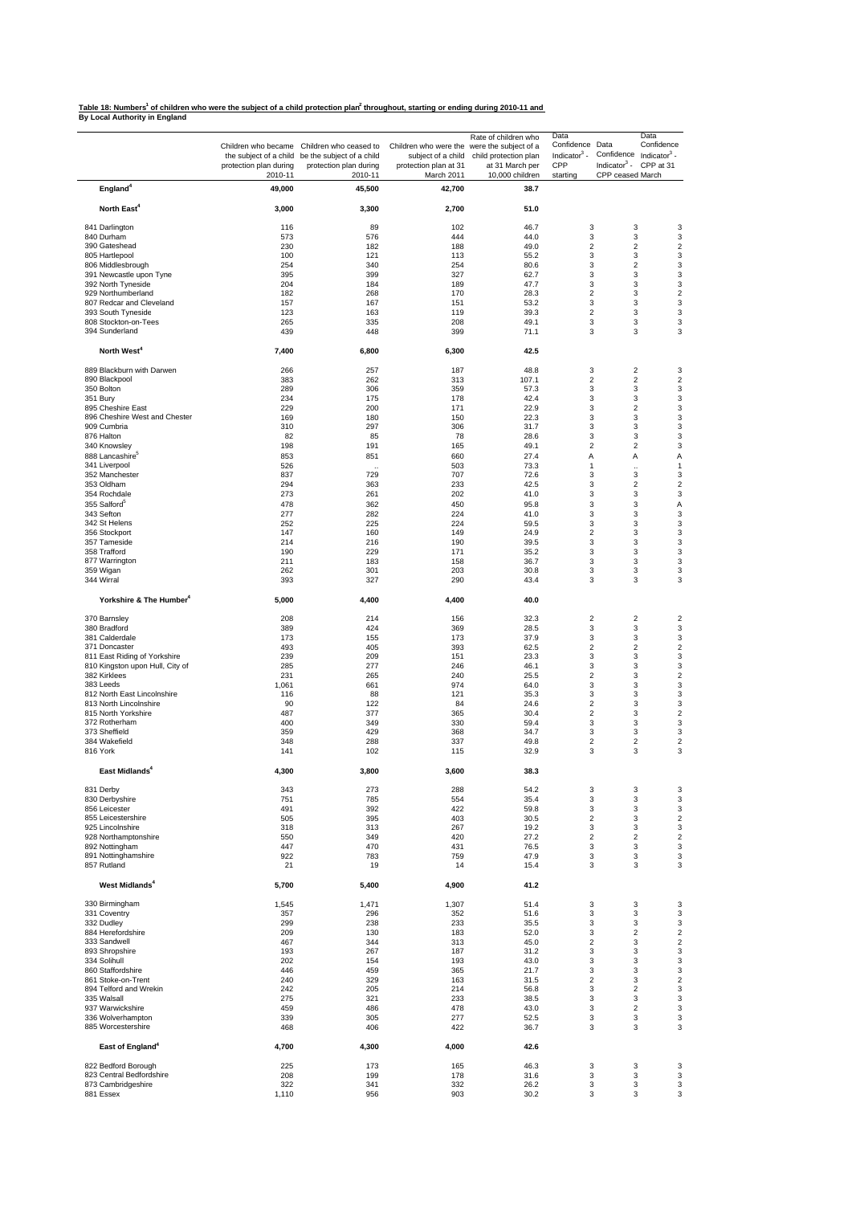**Table 18: Numbers[1] of children who were the subject of a child protection plan[2] throughout, starting or ending during 2010-11 and By Local Authority in England**

| | Children who became the subject of a child protection plan during 2010-11 | Children who ceased to be the subject of a child protection plan during 2010-11 | Children who were the subject of a child protection plan at 31 March 2011 | Rate of children who were the subject of a child protection plan at 31 March per 10,000 children | Data Confidence Indicator[3] - CPP starting | Data Confidence Indicator[3] - CPP ceased | Data Confidence Indicator[3] - CPP at 31 March |
|---|---|---|---|---|---|---|---|
| **England[4]** | **49,000** | **45,500** | **42,700** | **38.7** | | | |
| **North East[4]** | **3,000** | **3,300** | **2,700** | **51.0** | | | |
| 841 Darlington | 116 | 89 | 102 | 46.7 | 3 | 3 | 3 |
| 840 Durham | 573 | 576 | 444 | 44.0 | 3 | 3 | 3 |
| 390 Gateshead | 230 | 182 | 188 | 49.0 | 2 | 2 | 2 |
| 805 Hartlepool | 100 | 121 | 113 | 55.2 | 3 | 3 | 3 |
| 806 Middlesbrough | 254 | 340 | 254 | 80.6 | 3 | 2 | 3 |
| 391 Newcastle upon Tyne | 395 | 399 | 327 | 62.7 | 3 | 3 | 3 |
| 392 North Tyneside | 204 | 184 | 189 | 47.7 | 3 | 3 | 3 |
| 929 Northumberland | 182 | 268 | 170 | 28.3 | 2 | 3 | 2 |
| 807 Redcar and Cleveland | 157 | 167 | 151 | 53.2 | 3 | 3 | 3 |
| 393 South Tyneside | 123 | 163 | 119 | 39.3 | 2 | 3 | 3 |
| 808 Stockton-on-Tees | 265 | 335 | 208 | 49.1 | 3 | 3 | 3 |
| 394 Sunderland | 439 | 448 | 399 | 71.1 | 3 | 3 | 3 |
| **North West[4]** | **7,400** | **6,800** | **6,300** | **42.5** | | | |
| 889 Blackburn with Darwen | 266 | 257 | 187 | 48.8 | 3 | 2 | 3 |
| 890 Blackpool | 383 | 262 | 313 | 107.1 | 2 | 2 | 2 |
| 350 Bolton | 289 | 306 | 359 | 57.3 | 3 | 3 | 3 |
| 351 Bury | 234 | 175 | 178 | 42.4 | 3 | 3 | 3 |
| 895 Cheshire East | 229 | 200 | 171 | 22.9 | 3 | 2 | 3 |
| 896 Cheshire West and Chester | 169 | 180 | 150 | 22.3 | 3 | 3 | 3 |
| 909 Cumbria | 310 | 297 | 306 | 31.7 | 3 | 3 | 3 |
| 876 Halton | 82 | 85 | 78 | 28.6 | 3 | 3 | 3 |
| 340 Knowsley | 198 | 191 | 165 | 49.1 | 2 | 2 | 3 |
| 888 Lancashire[5] | 853 | 851 | 660 | 27.4 | A | A | A |
| 341 Liverpool | 526 | .. | 503 | 73.3 | 1 | .. | 1 |
| 352 Manchester | 837 | 729 | 707 | 72.6 | 3 | 3 | 3 |
| 353 Oldham | 294 | 363 | 233 | 42.5 | 3 | 2 | 2 |
| 354 Rochdale | 273 | 261 | 202 | 41.0 | 3 | 3 | 3 |
| 355 Salford[5] | 478 | 362 | 450 | 95.8 | 3 | 3 | A |
| 343 Sefton | 277 | 282 | 224 | 41.0 | 3 | 3 | 3 |
| 342 St Helens | 252 | 225 | 224 | 59.5 | 3 | 3 | 3 |
| 356 Stockport | 147 | 160 | 149 | 24.9 | 2 | 3 | 3 |
| 357 Tameside | 214 | 216 | 190 | 39.5 | 3 | 3 | 3 |
| 358 Trafford | 190 | 229 | 171 | 35.2 | 3 | 3 | 3 |
| 877 Warrington | 211 | 183 | 158 | 36.7 | 3 | 3 | 3 |
| 359 Wigan | 262 | 301 | 203 | 30.8 | 3 | 3 | 3 |
| 344 Wirral | 393 | 327 | 290 | 43.4 | 3 | 3 | 3 |
| **Yorkshire & The Humber[4]** | **5,000** | **4,400** | **4,400** | **40.0** | | | |
| 370 Barnsley | 208 | 214 | 156 | 32.3 | 2 | 2 | 2 |
| 380 Bradford | 389 | 424 | 369 | 28.5 | 3 | 3 | 3 |
| 381 Calderdale | 173 | 155 | 173 | 37.9 | 3 | 3 | 3 |
| 371 Doncaster | 493 | 405 | 393 | 62.5 | 2 | 2 | 2 |
| 811 East Riding of Yorkshire | 239 | 209 | 151 | 23.3 | 3 | 3 | 3 |
| 810 Kingston upon Hull, City of | 285 | 277 | 246 | 46.1 | 3 | 3 | 3 |
| 382 Kirklees | 231 | 265 | 240 | 25.5 | 2 | 3 | 2 |
| 383 Leeds | 1,061 | 661 | 974 | 64.0 | 3 | 3 | 3 |
| 812 North East Lincolnshire | 116 | 88 | 121 | 35.3 | 3 | 3 | 3 |
| 813 North Lincolnshire | 90 | 122 | 84 | 24.6 | 2 | 3 | 3 |
| 815 North Yorkshire | 487 | 377 | 365 | 30.4 | 2 | 3 | 2 |
| 372 Rotherham | 400 | 349 | 330 | 59.4 | 3 | 3 | 3 |
| 373 Sheffield | 359 | 429 | 368 | 34.7 | 3 | 3 | 3 |
| 384 Wakefield | 348 | 288 | 337 | 49.8 | 2 | 2 | 2 |
| 816 York | 141 | 102 | 115 | 32.9 | 3 | 3 | 3 |
| **East Midlands[4]** | **4,300** | **3,800** | **3,600** | **38.3** | | | |
| 831 Derby | 343 | 273 | 288 | 54.2 | 3 | 3 | 3 |
| 830 Derbyshire | 751 | 785 | 554 | 35.4 | 3 | 3 | 3 |
| 856 Leicester | 491 | 392 | 422 | 59.8 | 3 | 3 | 3 |
| 855 Leicestershire | 505 | 395 | 403 | 30.5 | 2 | 3 | 2 |
| 925 Lincolnshire | 318 | 313 | 267 | 19.2 | 3 | 3 | 3 |
| 928 Northamptonshire | 550 | 349 | 420 | 27.2 | 2 | 2 | 2 |
| 892 Nottingham | 447 | 470 | 431 | 76.5 | 3 | 3 | 3 |
| 891 Nottinghamshire | 922 | 783 | 759 | 47.9 | 3 | 3 | 3 |
| 857 Rutland | 21 | 19 | 14 | 15.4 | 3 | 3 | 3 |
| **West Midlands[4]** | **5,700** | **5,400** | **4,900** | **41.2** | | | |
| 330 Birmingham | 1,545 | 1,471 | 1,307 | 51.4 | 3 | 3 | 3 |
| 331 Coventry | 357 | 296 | 352 | 51.6 | 3 | 3 | 3 |
| 332 Dudley | 299 | 238 | 233 | 35.5 | 3 | 3 | 3 |
| 884 Herefordshire | 209 | 130 | 183 | 52.0 | 3 | 2 | 2 |
| 333 Sandwell | 467 | 344 | 313 | 45.0 | 2 | 3 | 2 |
| 893 Shropshire | 193 | 267 | 187 | 31.2 | 3 | 3 | 3 |
| 334 Solihull | 202 | 154 | 193 | 43.0 | 3 | 3 | 3 |
| 860 Staffordshire | 446 | 459 | 365 | 21.7 | 3 | 3 | 3 |
| 861 Stoke-on-Trent | 240 | 329 | 163 | 31.5 | 2 | 3 | 2 |
| 894 Telford and Wrekin | 242 | 205 | 214 | 56.8 | 3 | 2 | 3 |
| 335 Walsall | 275 | 321 | 233 | 38.5 | 3 | 3 | 3 |
| 937 Warwickshire | 459 | 486 | 478 | 43.0 | 3 | 2 | 3 |
| 336 Wolverhampton | 339 | 305 | 277 | 52.5 | 3 | 3 | 3 |
| 885 Worcestershire | 468 | 406 | 422 | 36.7 | 3 | 3 | 3 |
| **East of England[4]** | **4,700** | **4,300** | **4,000** | **42.6** | | | |
| 822 Bedford Borough | 225 | 173 | 165 | 46.3 | 3 | 3 | 3 |
| 823 Central Bedfordshire | 208 | 199 | 178 | 31.6 | 3 | 3 | 3 |
| 873 Cambridgeshire | 322 | 341 | 332 | 26.2 | 3 | 3 | 3 |
| 881 Essex | 1,110 | 956 | 903 | 30.2 | 3 | 3 | 3 |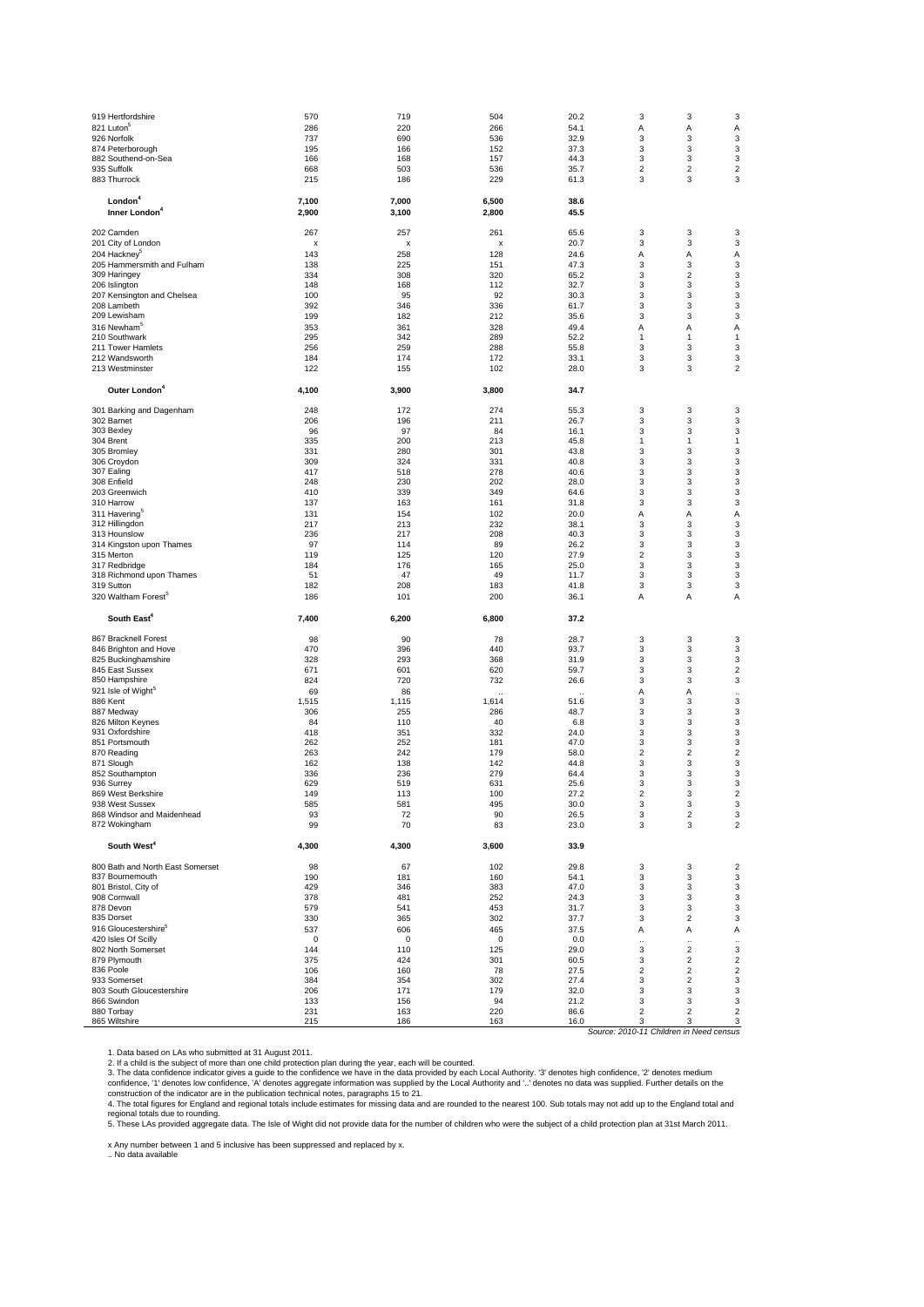| | | | | | | | |
|---|---|---|---|---|---|---|---|
| 919 Hertfordshire | 570 | 719 | 504 | 20.2 | 3 | 3 | 3 |
| 821 Luton[5] | 286 | 220 | 266 | 54.1 | A | A | A |
| 926 Norfolk | 737 | 690 | 536 | 32.9 | 3 | 3 | 3 |
| 874 Peterborough | 195 | 166 | 152 | 37.3 | 3 | 3 | 3 |
| 882 Southend-on-Sea | 166 | 168 | 157 | 44.3 | 3 | 3 | 3 |
| 935 Suffolk | 668 | 503 | 536 | 35.7 | 2 | 2 | 2 |
| 883 Thurrock | 215 | 186 | 229 | 61.3 | 3 | 3 | 3 |
| **London[4]** | **7,100** | **7,000** | **6,500** | **38.6** | | | |
| **Inner London[4]** | **2,900** | **3,100** | **2,800** | **45.5** | | | |
| 202 Camden | 267 | 257 | 261 | 65.6 | 3 | 3 | 3 |
| 201 City of London | x | x | x | 20.7 | 3 | 3 | 3 |
| 204 Hackney[5] | 143 | 258 | 128 | 24.6 | A | A | A |
| 205 Hammersmith and Fulham | 138 | 225 | 151 | 47.3 | 3 | 3 | 3 |
| 309 Haringey | 334 | 308 | 320 | 65.2 | 3 | 2 | 3 |
| 206 Islington | 148 | 168 | 112 | 32.7 | 3 | 3 | 3 |
| 207 Kensington and Chelsea | 100 | 95 | 92 | 30.3 | 3 | 3 | 3 |
| 208 Lambeth | 392 | 346 | 336 | 61.7 | 3 | 3 | 3 |
| 209 Lewisham | 199 | 182 | 212 | 35.6 | 3 | 3 | 3 |
| 316 Newham[5] | 353 | 361 | 328 | 49.4 | A | A | A |
| 210 Southwark | 295 | 342 | 289 | 52.2 | 1 | 1 | 1 |
| 211 Tower Hamlets | 256 | 259 | 288 | 55.8 | 3 | 3 | 3 |
| 212 Wandsworth | 184 | 174 | 172 | 33.1 | 3 | 3 | 3 |
| 213 Westminster | 122 | 155 | 102 | 28.0 | 3 | 3 | 2 |
| **Outer London[4]** | **4,100** | **3,900** | **3,800** | **34.7** | | | |
| 301 Barking and Dagenham | 248 | 172 | 274 | 55.3 | 3 | 3 | 3 |
| 302 Barnet | 206 | 196 | 211 | 26.7 | 3 | 3 | 3 |
| 303 Bexley | 96 | 97 | 84 | 16.1 | 3 | 3 | 3 |
| 304 Brent | 335 | 200 | 213 | 45.8 | 1 | 1 | 1 |
| 305 Bromley | 331 | 280 | 301 | 43.8 | 3 | 3 | 3 |
| 306 Croydon | 309 | 324 | 331 | 40.8 | 3 | 3 | 3 |
| 307 Ealing | 417 | 518 | 278 | 40.6 | 3 | 3 | 3 |
| 308 Enfield | 248 | 230 | 202 | 28.0 | 3 | 3 | 3 |
| 203 Greenwich | 410 | 339 | 349 | 64.6 | 3 | 3 | 3 |
| 310 Harrow | 137 | 163 | 161 | 31.8 | 3 | 3 | 3 |
| 311 Havering[5] | 131 | 154 | 102 | 20.0 | A | A | A |
| 312 Hillingdon | 217 | 213 | 232 | 38.1 | 3 | 3 | 3 |
| 313 Hounslow | 236 | 217 | 208 | 40.3 | 3 | 3 | 3 |
| 314 Kingston upon Thames | 97 | 114 | 89 | 26.2 | 3 | 3 | 3 |
| 315 Merton | 119 | 125 | 120 | 27.9 | 2 | 3 | 3 |
| 317 Redbridge | 184 | 176 | 165 | 25.0 | 3 | 3 | 3 |
| 318 Richmond upon Thames | 51 | 47 | 49 | 11.7 | 3 | 3 | 3 |
| 319 Sutton | 182 | 208 | 183 | 41.8 | 3 | 3 | 3 |
| 320 Waltham Forest[5] | 186 | 101 | 200 | 36.1 | A | A | A |
| **South East[4]** | **7,400** | **6,200** | **6,800** | **37.2** | | | |
| 867 Bracknell Forest | 98 | 90 | 78 | 28.7 | 3 | 3 | 3 |
| 846 Brighton and Hove | 470 | 396 | 440 | 93.7 | 3 | 3 | 3 |
| 825 Buckinghamshire | 328 | 293 | 368 | 31.9 | 3 | 3 | 3 |
| 845 East Sussex | 671 | 601 | 620 | 59.7 | 3 | 3 | 2 |
| 850 Hampshire | 824 | 720 | 732 | 26.6 | 3 | 3 | 3 |
| 921 Isle of Wight[5] | 69 | 86 | .. | .. | A | A | .. |
| 886 Kent | 1,515 | 1,115 | 1,614 | 51.6 | 3 | 3 | 3 |
| 887 Medway | 306 | 255 | 286 | 48.7 | 3 | 3 | 3 |
| 826 Milton Keynes | 84 | 110 | 40 | 6.8 | 3 | 3 | 3 |
| 931 Oxfordshire | 418 | 351 | 332 | 24.0 | 3 | 3 | 3 |
| 851 Portsmouth | 262 | 252 | 181 | 47.0 | 3 | 3 | 3 |
| 870 Reading | 263 | 242 | 179 | 58.0 | 2 | 2 | 2 |
| 871 Slough | 162 | 138 | 142 | 44.8 | 3 | 3 | 3 |
| 852 Southampton | 336 | 236 | 279 | 64.4 | 3 | 3 | 3 |
| 936 Surrey | 629 | 519 | 631 | 25.6 | 3 | 3 | 3 |
| 869 West Berkshire | 149 | 113 | 100 | 27.2 | 2 | 3 | 2 |
| 938 West Sussex | 585 | 581 | 495 | 30.0 | 3 | 3 | 3 |
| 868 Windsor and Maidenhead | 93 | 72 | 90 | 26.5 | 3 | 2 | 3 |
| 872 Wokingham | 99 | 70 | 83 | 23.0 | 3 | 3 | 2 |
| **South West[4]** | **4,300** | **4,300** | **3,600** | **33.9** | | | |
| 800 Bath and North East Somerset | 98 | 67 | 102 | 29.8 | 3 | 3 | 2 |
| 837 Bournemouth | 190 | 181 | 160 | 54.1 | 3 | 3 | 3 |
| 801 Bristol, City of | 429 | 346 | 383 | 47.0 | 3 | 3 | 3 |
| 908 Cornwall | 378 | 481 | 252 | 24.3 | 3 | 3 | 3 |
| 878 Devon | 579 | 541 | 453 | 31.7 | 3 | 3 | 3 |
| 835 Dorset | 330 | 365 | 302 | 37.7 | 3 | 2 | 3 |
| 916 Gloucestershire[5] | 537 | 606 | 465 | 37.5 | A | A | A |
| 420 Isles Of Scilly | 0 | 0 | 0 | 0.0 | .. | .. | .. |
| 802 North Somerset | 144 | 110 | 125 | 29.0 | 3 | 2 | 3 |
| 879 Plymouth | 375 | 424 | 301 | 60.5 | 3 | 2 | 2 |
| 836 Poole | 106 | 160 | 78 | 27.5 | 2 | 2 | 2 |
| 933 Somerset | 384 | 354 | 302 | 27.4 | 3 | 2 | 3 |
| 803 South Gloucestershire | 206 | 171 | 179 | 32.0 | 3 | 3 | 3 |
| 866 Swindon | 133 | 156 | 94 | 21.2 | 3 | 3 | 3 |
| 880 Torbay | 231 | 163 | 220 | 86.6 | 2 | 2 | 2 |
| 865 Wiltshire | 215 | 186 | 163 | 16.0 | 3 | 3 | 3 |

*Source: 2010-11 Children in Need census*

1. Data based on LAs who submitted at 31 August 2011.
2. If a child is the subject of more than one child protection plan during the year, each will be counted.
3. The data confidence indicator gives a guide to the confidence we have in the data provided by each Local Authority. '3' denotes high confidence, '2' denotes medium confidence, '1' denotes low confidence, 'A' denotes aggregate information was supplied by the Local Authority and '..' denotes no data was supplied. Further details on the construction of the indicator are in the publication technical notes, paragraphs 15 to 21.
4. The total figures for England and regional totals include estimates for missing data and are rounded to the nearest 100. Sub totals may not add up to the England total and regional totals due to rounding.
5. These LAs provided aggregate data. The Isle of Wight did not provide data for the number of children who were the subject of a child protection plan at 31st March 2011.

x Any number between 1 and 5 inclusive has been suppressed and replaced by x.
.. No data available